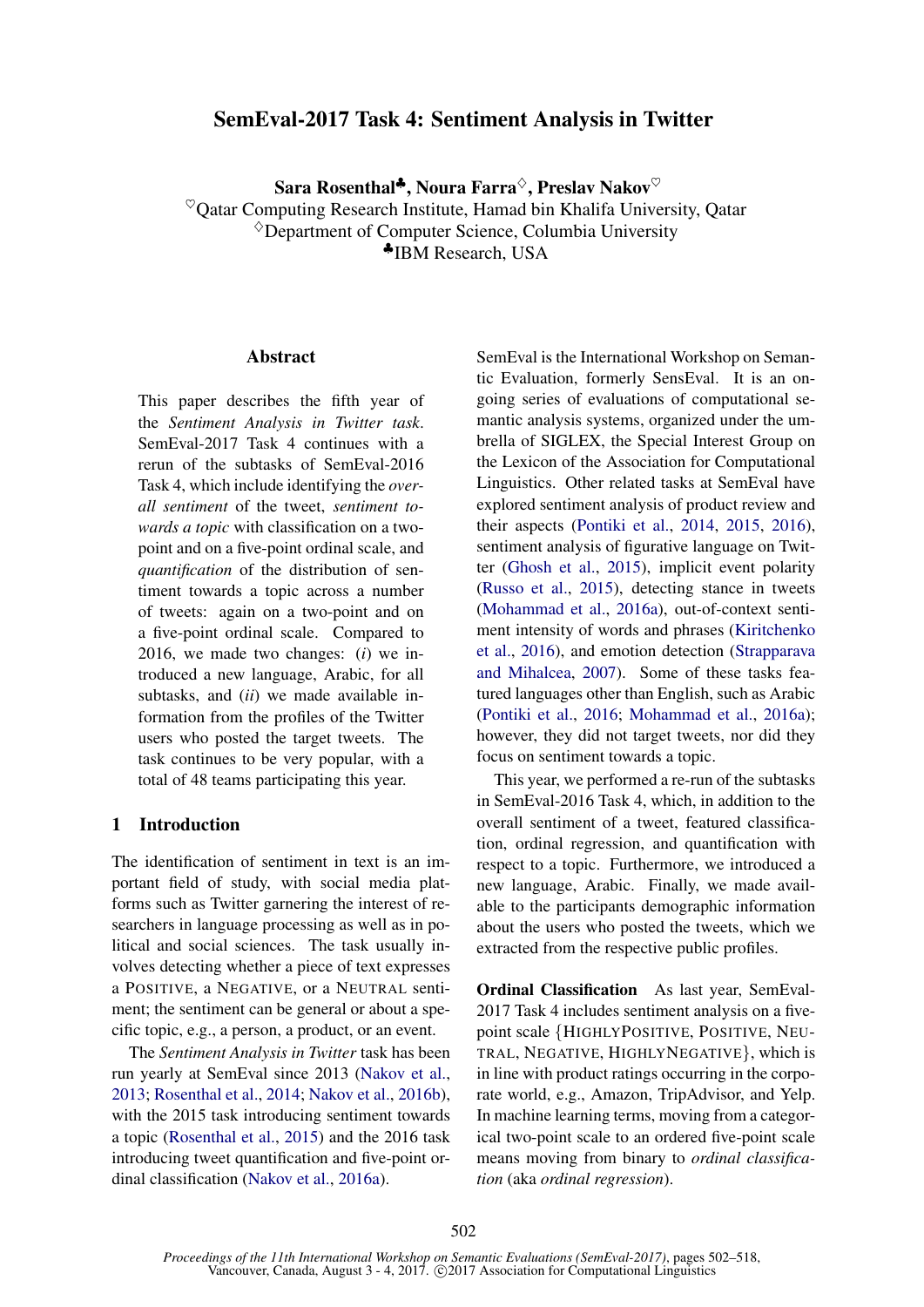# SemEval-2017 Task 4: Sentiment Analysis in Twitter

**Sara Rosenthal[♣], Noura Farra[♢], Preslav Nakov[♡]**

[♡]Qatar Computing Research Institute, Hamad bin Khalifa University, Qatar
[♢]Department of Computer Science, Columbia University
[♣]IBM Research, USA

## Abstract

This paper describes the fifth year of the *Sentiment Analysis in Twitter task*. SemEval-2017 Task 4 continues with a rerun of the subtasks of SemEval-2016 Task 4, which include identifying the *overall sentiment* of the tweet, *sentiment towards a topic* with classification on a two-point and on a five-point ordinal scale, and *quantification* of the distribution of sentiment towards a topic across a number of tweets: again on a two-point and on a five-point ordinal scale. Compared to 2016, we made two changes: (*i*) we introduced a new language, Arabic, for all subtasks, and (*ii*) we made available information from the profiles of the Twitter users who posted the target tweets. The task continues to be very popular, with a total of 48 teams participating this year.

## 1 Introduction

The identification of sentiment in text is an important field of study, with social media platforms such as Twitter garnering the interest of researchers in language processing as well as in political and social sciences. The task usually involves detecting whether a piece of text expresses a POSITIVE, a NEGATIVE, or a NEUTRAL sentiment; the sentiment can be general or about a specific topic, e.g., a person, a product, or an event.

The *Sentiment Analysis in Twitter* task has been run yearly at SemEval since 2013 (Nakov et al., 2013; Rosenthal et al., 2014; Nakov et al., 2016b), with the 2015 task introducing sentiment towards a topic (Rosenthal et al., 2015) and the 2016 task introducing tweet quantification and five-point ordinal classification (Nakov et al., 2016a).

SemEval is the International Workshop on Semantic Evaluation, formerly SensEval. It is an ongoing series of evaluations of computational semantic analysis systems, organized under the umbrella of SIGLEX, the Special Interest Group on the Lexicon of the Association for Computational Linguistics. Other related tasks at SemEval have explored sentiment analysis of product review and their aspects (Pontiki et al., 2014, 2015, 2016), sentiment analysis of figurative language on Twitter (Ghosh et al., 2015), implicit event polarity (Russo et al., 2015), detecting stance in tweets (Mohammad et al., 2016a), out-of-context sentiment intensity of words and phrases (Kiritchenko et al., 2016), and emotion detection (Strapparava and Mihalcea, 2007). Some of these tasks featured languages other than English, such as Arabic (Pontiki et al., 2016; Mohammad et al., 2016a); however, they did not target tweets, nor did they focus on sentiment towards a topic.

This year, we performed a re-run of the subtasks in SemEval-2016 Task 4, which, in addition to the overall sentiment of a tweet, featured classification, ordinal regression, and quantification with respect to a topic. Furthermore, we introduced a new language, Arabic. Finally, we made available to the participants demographic information about the users who posted the tweets, which we extracted from the respective public profiles.

**Ordinal Classification** As last year, SemEval-2017 Task 4 includes sentiment analysis on a five-point scale {HIGHLYPOSITIVE, POSITIVE, NEUTRAL, NEGATIVE, HIGHLYNEGATIVE}, which is in line with product ratings occurring in the corporate world, e.g., Amazon, TripAdvisor, and Yelp. In machine learning terms, moving from a categorical two-point scale to an ordered five-point scale means moving from binary to *ordinal classification* (aka *ordinal regression*).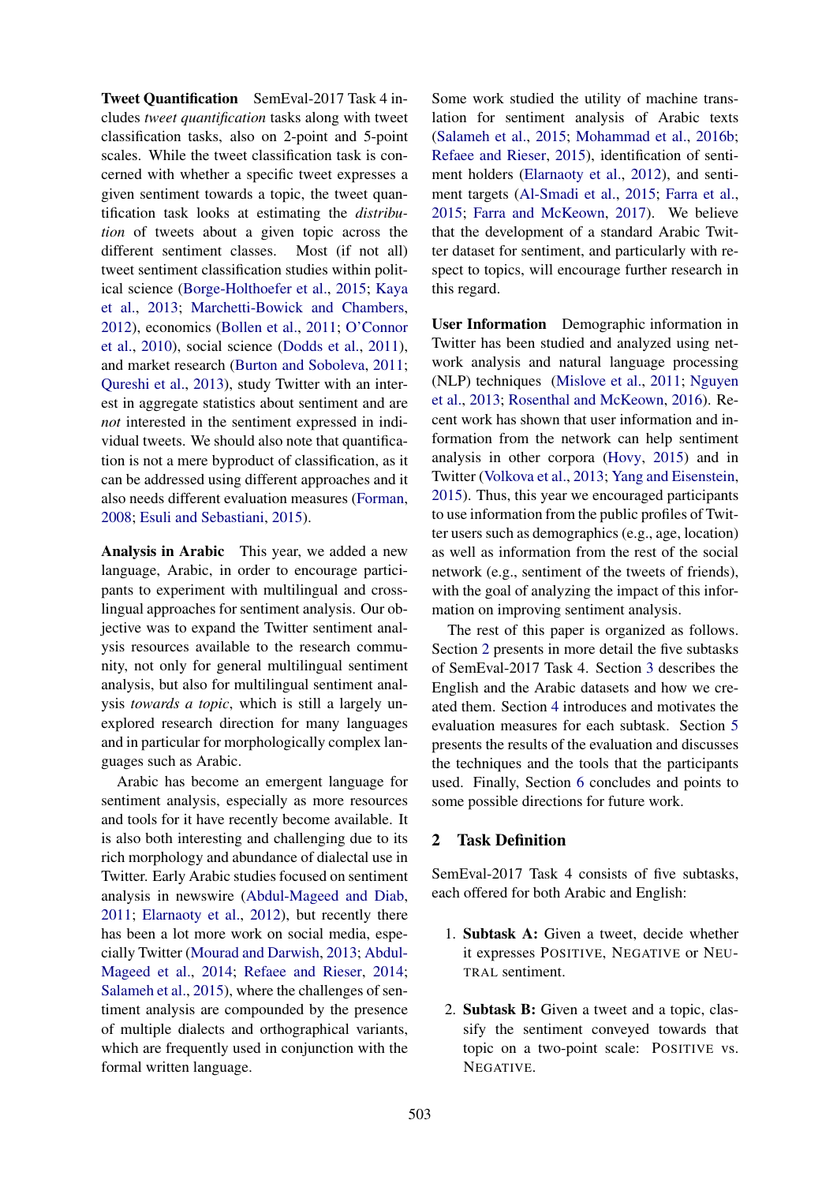**Tweet Quantification** SemEval-2017 Task 4 includes *tweet quantification* tasks along with tweet classification tasks, also on 2-point and 5-point scales. While the tweet classification task is concerned with whether a specific tweet expresses a given sentiment towards a topic, the tweet quantification task looks at estimating the *distribution* of tweets about a given topic across the different sentiment classes. Most (if not all) tweet sentiment classification studies within political science (Borge-Holthoefer et al., 2015; Kaya et al., 2013; Marchetti-Bowick and Chambers, 2012), economics (Bollen et al., 2011; O'Connor et al., 2010), social science (Dodds et al., 2011), and market research (Burton and Soboleva, 2011; Qureshi et al., 2013), study Twitter with an interest in aggregate statistics about sentiment and are *not* interested in the sentiment expressed in individual tweets. We should also note that quantification is not a mere byproduct of classification, as it can be addressed using different approaches and it also needs different evaluation measures (Forman, 2008; Esuli and Sebastiani, 2015).

**Analysis in Arabic** This year, we added a new language, Arabic, in order to encourage participants to experiment with multilingual and cross-lingual approaches for sentiment analysis. Our objective was to expand the Twitter sentiment analysis resources available to the research community, not only for general multilingual sentiment analysis, but also for multilingual sentiment analysis *towards a topic*, which is still a largely unexplored research direction for many languages and in particular for morphologically complex languages such as Arabic.

Arabic has become an emergent language for sentiment analysis, especially as more resources and tools for it have recently become available. It is also both interesting and challenging due to its rich morphology and abundance of dialectal use in Twitter. Early Arabic studies focused on sentiment analysis in newswire (Abdul-Mageed and Diab, 2011; Elarnaoty et al., 2012), but recently there has been a lot more work on social media, especially Twitter (Mourad and Darwish, 2013; Abdul-Mageed et al., 2014; Refaee and Rieser, 2014; Salameh et al., 2015), where the challenges of sentiment analysis are compounded by the presence of multiple dialects and orthographical variants, which are frequently used in conjunction with the formal written language.

Some work studied the utility of machine translation for sentiment analysis of Arabic texts (Salameh et al., 2015; Mohammad et al., 2016b; Refaee and Rieser, 2015), identification of sentiment holders (Elarnaoty et al., 2012), and sentiment targets (Al-Smadi et al., 2015; Farra et al., 2015; Farra and McKeown, 2017). We believe that the development of a standard Arabic Twitter dataset for sentiment, and particularly with respect to topics, will encourage further research in this regard.

**User Information** Demographic information in Twitter has been studied and analyzed using network analysis and natural language processing (NLP) techniques (Mislove et al., 2011; Nguyen et al., 2013; Rosenthal and McKeown, 2016). Recent work has shown that user information and information from the network can help sentiment analysis in other corpora (Hovy, 2015) and in Twitter (Volkova et al., 2013; Yang and Eisenstein, 2015). Thus, this year we encouraged participants to use information from the public profiles of Twitter users such as demographics (e.g., age, location) as well as information from the rest of the social network (e.g., sentiment of the tweets of friends), with the goal of analyzing the impact of this information on improving sentiment analysis.

The rest of this paper is organized as follows. Section 2 presents in more detail the five subtasks of SemEval-2017 Task 4. Section 3 describes the English and the Arabic datasets and how we created them. Section 4 introduces and motivates the evaluation measures for each subtask. Section 5 presents the results of the evaluation and discusses the techniques and the tools that the participants used. Finally, Section 6 concludes and points to some possible directions for future work.

## 2 Task Definition

SemEval-2017 Task 4 consists of five subtasks, each offered for both Arabic and English:

1. **Subtask A:** Given a tweet, decide whether it expresses POSITIVE, NEGATIVE or NEUTRAL sentiment.

2. **Subtask B:** Given a tweet and a topic, classify the sentiment conveyed towards that topic on a two-point scale: POSITIVE vs. NEGATIVE.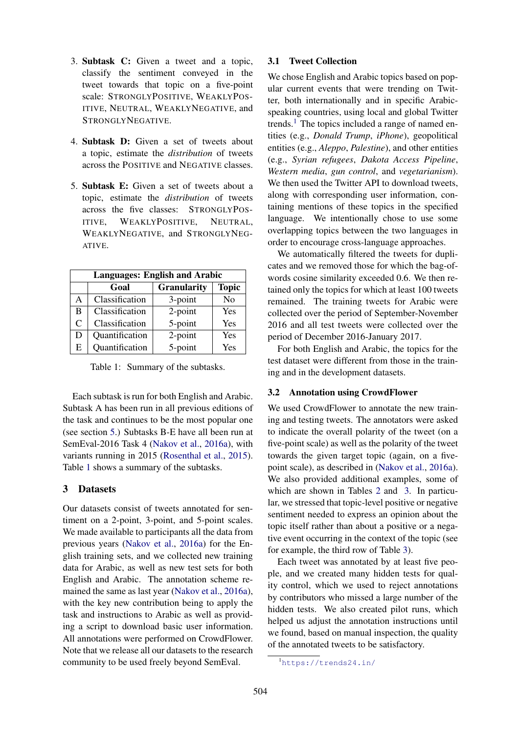3. **Subtask C:** Given a tweet and a topic, classify the sentiment conveyed in the tweet towards that topic on a five-point scale: STRONGLYPOSITIVE, WEAKLYPOSITIVE, NEUTRAL, WEAKLYNEGATIVE, and STRONGLYNEGATIVE.

4. **Subtask D:** Given a set of tweets about a topic, estimate the *distribution* of tweets across the POSITIVE and NEGATIVE classes.

5. **Subtask E:** Given a set of tweets about a topic, estimate the *distribution* of tweets across the five classes: STRONGLYPOSITIVE, WEAKLYPOSITIVE, NEUTRAL, WEAKLYNEGATIVE, and STRONGLYNEGATIVE.

| **Languages: English and Arabic** | | | |
|---|---|---|---|
| | **Goal** | **Granularity** | **Topic** |
| A | Classification | 3-point | No |
| B | Classification | 2-point | Yes |
| C | Classification | 5-point | Yes |
| D | Quantification | 2-point | Yes |
| E | Quantification | 5-point | Yes |

Table 1: Summary of the subtasks.

Each subtask is run for both English and Arabic. Subtask A has been run in all previous editions of the task and continues to be the most popular one (see section 5.) Subtasks B-E have all been run at SemEval-2016 Task 4 (Nakov et al., 2016a), with variants running in 2015 (Rosenthal et al., 2015). Table 1 shows a summary of the subtasks.

## 3 Datasets

Our datasets consist of tweets annotated for sentiment on a 2-point, 3-point, and 5-point scales. We made available to participants all the data from previous years (Nakov et al., 2016a) for the English training sets, and we collected new training data for Arabic, as well as new test sets for both English and Arabic. The annotation scheme remained the same as last year (Nakov et al., 2016a), with the key new contribution being to apply the task and instructions to Arabic as well as providing a script to download basic user information. All annotations were performed on CrowdFlower. Note that we release all our datasets to the research community to be used freely beyond SemEval.

### 3.1 Tweet Collection

We chose English and Arabic topics based on popular current events that were trending on Twitter, both internationally and in specific Arabic-speaking countries, using local and global Twitter trends.[1] The topics included a range of named entities (e.g., *Donald Trump*, *iPhone*), geopolitical entities (e.g., *Aleppo*, *Palestine*), and other entities (e.g., *Syrian refugees*, *Dakota Access Pipeline*, *Western media*, *gun control*, and *vegetarianism*). We then used the Twitter API to download tweets, along with corresponding user information, containing mentions of these topics in the specified language. We intentionally chose to use some overlapping topics between the two languages in order to encourage cross-language approaches.

We automatically filtered the tweets for duplicates and we removed those for which the bag-of-words cosine similarity exceeded 0.6. We then retained only the topics for which at least 100 tweets remained. The training tweets for Arabic were collected over the period of September-November 2016 and all test tweets were collected over the period of December 2016-January 2017.

For both English and Arabic, the topics for the test dataset were different from those in the training and in the development datasets.

### 3.2 Annotation using CrowdFlower

We used CrowdFlower to annotate the new training and testing tweets. The annotators were asked to indicate the overall polarity of the tweet (on a five-point scale) as well as the polarity of the tweet towards the given target topic (again, on a five-point scale), as described in (Nakov et al., 2016a). We also provided additional examples, some of which are shown in Tables 2 and 3. In particular, we stressed that topic-level positive or negative sentiment needed to express an opinion about the topic itself rather than about a positive or a negative event occurring in the context of the topic (see for example, the third row of Table 3).

Each tweet was annotated by at least five people, and we created many hidden tests for quality control, which we used to reject annotations by contributors who missed a large number of the hidden tests. We also created pilot runs, which helped us adjust the annotation instructions until we found, based on manual inspection, the quality of the annotated tweets to be satisfactory.

[1] https://trends24.in/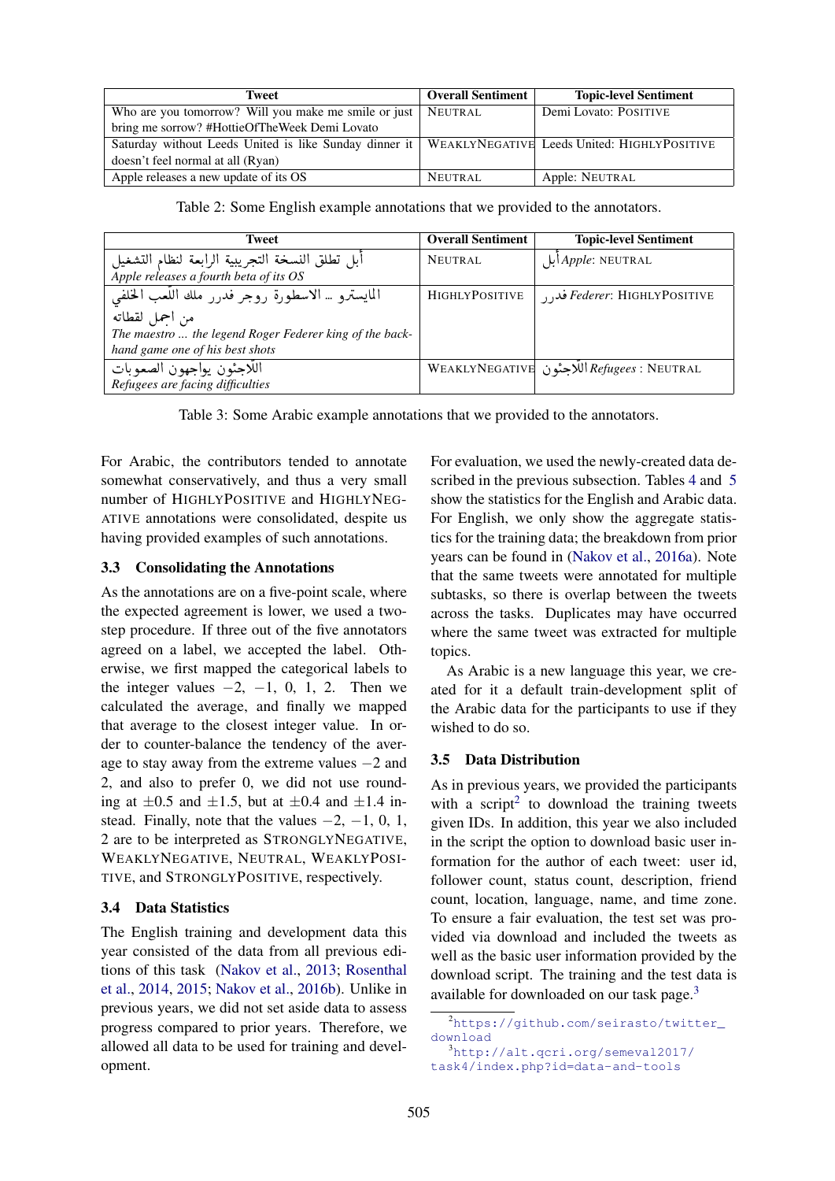| Tweet | Overall Sentiment | Topic-level Sentiment |
|---|---|---|
| Who are you tomorrow? Will you make me smile or just bring me sorrow? #HottieOfTheWeek Demi Lovato | NEUTRAL | Demi Lovato: POSITIVE |
| Saturday without Leeds United is like Sunday dinner it doesn't feel normal at all (Ryan) | WEAKLYNEGATIVE | Leeds United: HIGHLYPOSITIVE |
| Apple releases a new update of its OS | NEUTRAL | Apple: NEUTRAL |

Table 2: Some English example annotations that we provided to the annotators.

| Tweet | Overall Sentiment | Topic-level Sentiment |
|---|---|---|
| أبل تطلق النسخة التجريبية الرابعة لنظام التشغيل *Apple releases a fourth beta of its OS* | NEUTRAL | أبل *Apple*: NEUTRAL |
| المايسترو .. الاسطورة روجر فدرر ملك اللعب الخلفي من اجمل لقطاته *The maestro ... the legend Roger Federer king of the back-hand game one of his best shots* | HIGHLYPOSITIVE | فدرر *Federer*: HIGHLYPOSITIVE |
| اللاجئون يواجهون الصعوبات *Refugees are facing difficulties* | WEAKLYNEGATIVE | اللاجئون *Refugees* : NEUTRAL |

Table 3: Some Arabic example annotations that we provided to the annotators.

For Arabic, the contributors tended to annotate somewhat conservatively, and thus a very small number of HIGHLYPOSITIVE and HIGHLYNEGATIVE annotations were consolidated, despite us having provided examples of such annotations.

### 3.3 Consolidating the Annotations

As the annotations are on a five-point scale, where the expected agreement is lower, we used a two-step procedure. If three out of the five annotators agreed on a label, we accepted the label. Otherwise, we first mapped the categorical labels to the integer values $-2$, $-1$, 0, 1, 2. Then we calculated the average, and finally we mapped that average to the closest integer value. In order to counter-balance the tendency of the average to stay away from the extreme values $-2$ and 2, and also to prefer 0, we did not use rounding at $\pm 0.5$ and $\pm 1.5$, but at $\pm 0.4$ and $\pm 1.4$ instead. Finally, note that the values $-2$, $-1$, 0, 1, 2 are to be interpreted as STRONGLYNEGATIVE, WEAKLYNEGATIVE, NEUTRAL, WEAKLYPOSITIVE, and STRONGLYPOSITIVE, respectively.

### 3.4 Data Statistics

The English training and development data this year consisted of the data from all previous editions of this task (Nakov et al., 2013; Rosenthal et al., 2014, 2015; Nakov et al., 2016b). Unlike in previous years, we did not set aside data to assess progress compared to prior years. Therefore, we allowed all data to be used for training and development.

For evaluation, we used the newly-created data described in the previous subsection. Tables 4 and 5 show the statistics for the English and Arabic data. For English, we only show the aggregate statistics for the training data; the breakdown from prior years can be found in (Nakov et al., 2016a). Note that the same tweets were annotated for multiple subtasks, so there is overlap between the tweets across the tasks. Duplicates may have occurred where the same tweet was extracted for multiple topics.

As Arabic is a new language this year, we created for it a default train-development split of the Arabic data for the participants to use if they wished to do so.

### 3.5 Data Distribution

As in previous years, we provided the participants with a script[2] to download the training tweets given IDs. In addition, this year we also included in the script the option to download basic user information for the author of each tweet: user id, follower count, status count, description, friend count, location, language, name, and time zone. To ensure a fair evaluation, the test set was provided via download and included the tweets as well as the basic user information provided by the download script. The training and test data is available for downloaded on our task page.[3]

[2] https://github.com/seirasto/twitter_download

[3] http://alt.qcri.org/semeval2017/task4/index.php?id=data-and-tools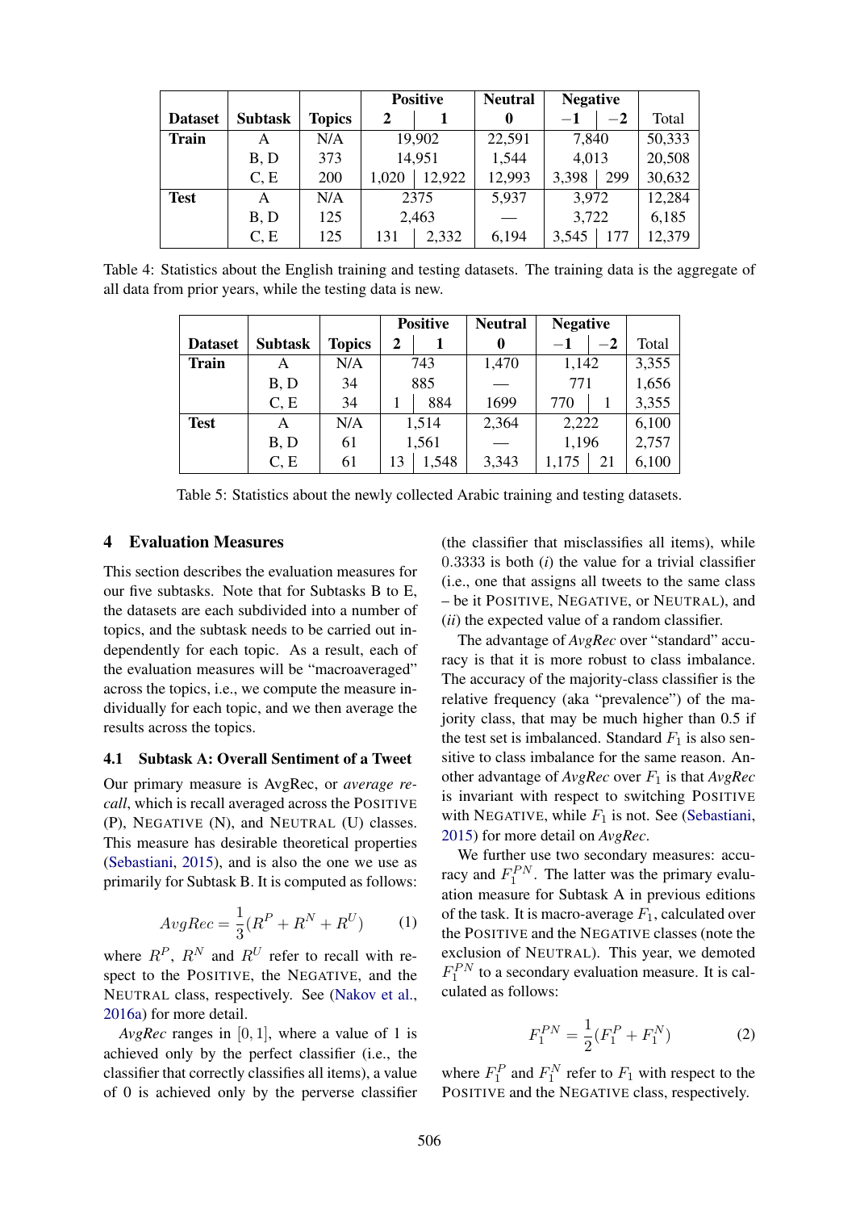| Dataset | Subtask | Topics | Positive | | Neutral | Negative | | Total |
|---|---|---|---|---|---|---|---|---|
| | | | 2 | 1 | 0 | $-1$ | $-2$ | |
| **Train** | A | N/A | 19,902 | | 22,591 | 7,840 | | 50,333 |
| | B, D | 373 | 14,951 | | 1,544 | 4,013 | | 20,508 |
| | C, E | 200 | 1,020 | 12,922 | 12,993 | 3,398 | 299 | 30,632 |
| **Test** | A | N/A | 2375 | | 5,937 | 3,972 | | 12,284 |
| | B, D | 125 | 2,463 | | — | 3,722 | | 6,185 |
| | C, E | 125 | 131 | 2,332 | 6,194 | 3,545 | 177 | 12,379 |

Table 4: Statistics about the English training and testing datasets. The training data is the aggregate of all data from prior years, while the testing data is new.

| Dataset | Subtask | Topics | Positive | | Neutral | Negative | | Total |
|---|---|---|---|---|---|---|---|---|
| | | | 2 | 1 | 0 | $-1$ | $-2$ | |
| **Train** | A | N/A | 743 | | 1,470 | 1,142 | | 3,355 |
| | B, D | 34 | 885 | | — | 771 | | 1,656 |
| | C, E | 34 | 1 | 884 | 1699 | 770 | 1 | 3,355 |
| **Test** | A | N/A | 1,514 | | 2,364 | 2,222 | | 6,100 |
| | B, D | 61 | 1,561 | | — | 1,196 | | 2,757 |
| | C, E | 61 | 13 | 1,548 | 3,343 | 1,175 | 21 | 6,100 |

Table 5: Statistics about the newly collected Arabic training and testing datasets.

## 4 Evaluation Measures

This section describes the evaluation measures for our five subtasks. Note that for Subtasks B to E, the datasets are each subdivided into a number of topics, and the subtask needs to be carried out independently for each topic. As a result, each of the evaluation measures will be "macroaveraged" across the topics, i.e., we compute the measure individually for each topic, and we then average the results across the topics.

### 4.1 Subtask A: Overall Sentiment of a Tweet

Our primary measure is AvgRec, or *average recall*, which is recall averaged across the POSITIVE (P), NEGATIVE (N), and NEUTRAL (U) classes. This measure has desirable theoretical properties (Sebastiani, 2015), and is also the one we use as primarily for Subtask B. It is computed as follows:

$$AvgRec = \frac{1}{3}(R^P + R^N + R^U) \tag{1}$$

where $R^P$, $R^N$ and $R^U$ refer to recall with respect to the POSITIVE, the NEGATIVE, and the NEUTRAL class, respectively. See (Nakov et al., 2016a) for more detail.

*AvgRec* ranges in $[0, 1]$, where a value of 1 is achieved only by the perfect classifier (i.e., the classifier that correctly classifies all items), a value of 0 is achieved only by the perverse classifier (the classifier that misclassifies all items), while $0.3333$ is both (*i*) the value for a trivial classifier (i.e., one that assigns all tweets to the same class – be it POSITIVE, NEGATIVE, or NEUTRAL), and (*ii*) the expected value of a random classifier.

The advantage of *AvgRec* over "standard" accuracy is that it is more robust to class imbalance. The accuracy of the majority-class classifier is the relative frequency (aka "prevalence") of the majority class, that may be much higher than 0.5 if the test set is imbalanced. Standard $F_1$ is also sensitive to class imbalance for the same reason. Another advantage of *AvgRec* over $F_1$ is that *AvgRec* is invariant with respect to switching POSITIVE with NEGATIVE, while $F_1$ is not. See (Sebastiani, 2015) for more detail on *AvgRec*.

We further use two secondary measures: accuracy and $F_1^{PN}$. The latter was the primary evaluation measure for Subtask A in previous editions of the task. It is macro-average $F_1$, calculated over the POSITIVE and the NEGATIVE classes (note the exclusion of NEUTRAL). This year, we denoted $F_1^{PN}$ to a secondary evaluation measure. It is calculated as follows:

$$F_1^{PN} = \frac{1}{2}(F_1^P + F_1^N) \tag{2}$$

where $F_1^P$ and $F_1^N$ refer to $F_1$ with respect to the POSITIVE and the NEGATIVE class, respectively.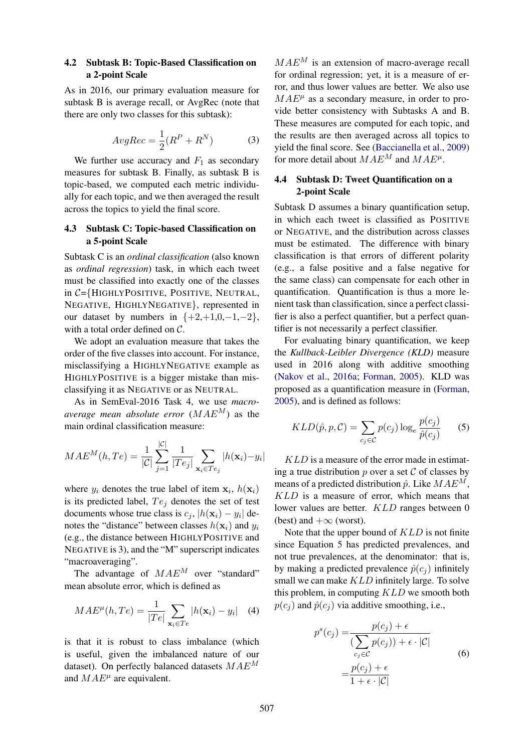### 4.2 Subtask B: Topic-Based Classification on a 2-point Scale

As in 2016, our primary evaluation measure for subtask B is average recall, or AvgRec (note that there are only two classes for this subtask):

$$AvgRec = \frac{1}{2}(R^P + R^N) \tag{3}$$

We further use accuracy and $F_1$ as secondary measures for subtask B. Finally, as subtask B is topic-based, we computed each metric individually for each topic, and we then averaged the result across the topics to yield the final score.

### 4.3 Subtask C: Topic-based Classification on a 5-point Scale

Subtask C is an *ordinal classification* (also known as *ordinal regression*) task, in which each tweet must be classified into exactly one of the classes in $\mathcal{C}$={HighlyPositive, Positive, Neutral, Negative, HighlyNegative}, represented in our dataset by numbers in {+2,+1,0,−1,−2}, with a total order defined on $\mathcal{C}$.

We adopt an evaluation measure that takes the order of the five classes into account. For instance, misclassifying a HighlyNegative example as HighlyPositive is a bigger mistake than misclassifying it as Negative or as Neutral.

As in SemEval-2016 Task 4, we use *macro-average mean absolute error* ($MAE^M$) as the main ordinal classification measure:

$$MAE^M(h, Te) = \frac{1}{|\mathcal{C}|}\sum_{j=1}^{|\mathcal{C}|}\frac{1}{|Te_j|}\sum_{\mathbf{x}_i \in Te_j}|h(\mathbf{x}_i) - y_i|$$

where $y_i$ denotes the true label of item $\mathbf{x}_i$, $h(\mathbf{x}_i)$ is its predicted label, $Te_j$ denotes the set of test documents whose true class is $c_j$, $|h(\mathbf{x}_i) - y_i|$ denotes the "distance" between classes $h(\mathbf{x}_i)$ and $y_i$ (e.g., the distance between HighlyPositive and Negative is 3), and the "M" superscript indicates "macroaveraging".

The advantage of $MAE^M$ over "standard" mean absolute error, which is defined as

$$MAE^\mu(h, Te) = \frac{1}{|Te|}\sum_{\mathbf{x}_i \in Te}|h(\mathbf{x}_i) - y_i| \tag{4}$$

is that it is robust to class imbalance (which is useful, given the imbalanced nature of our dataset). On perfectly balanced datasets $MAE^M$ and $MAE^\mu$ are equivalent.

$MAE^M$ is an extension of macro-average recall for ordinal regression; yet, it is a measure of error, and thus lower values are better. We also use $MAE^\mu$ as a secondary measure, in order to provide better consistency with Subtasks A and B. These measures are computed for each topic, and the results are then averaged across all topics to yield the final score. See (Baccianella et al., 2009) for more detail about $MAE^M$ and $MAE^\mu$.

### 4.4 Subtask D: Tweet Quantification on a 2-point Scale

Subtask D assumes a binary quantification setup, in which each tweet is classified as Positive or Negative, and the distribution across classes must be estimated. The difference with binary classification is that errors of different polarity (e.g., a false positive and a false negative for the same class) can compensate for each other in quantification. Quantification is thus a more lenient task than classification, since a perfect classifier is also a perfect quantifier, but a perfect quantifier is not necessarily a perfect classifier.

For evaluating binary quantification, we keep the *Kullback-Leibler Divergence (KLD)* measure used in 2016 along with additive smoothing (Nakov et al., 2016a; Forman, 2005). KLD was proposed as a quantification measure in (Forman, 2005), and is defined as follows:

$$KLD(\hat{p}, p, \mathcal{C}) = \sum_{c_j \in \mathcal{C}} p(c_j)\log_e \frac{p(c_j)}{\hat{p}(c_j)} \tag{5}$$

$KLD$ is a measure of the error made in estimating a true distribution $p$ over a set $\mathcal{C}$ of classes by means of a predicted distribution $\hat{p}$. Like $MAE^M$, $KLD$ is a measure of error, which means that lower values are better. $KLD$ ranges between 0 (best) and $+\infty$ (worst).

Note that the upper bound of $KLD$ is not finite since Equation 5 has predicted prevalences, and not true prevalences, at the denominator: that is, by making a predicted prevalence $\hat{p}(c_j)$ infinitely small we can make $KLD$ infinitely large. To solve this problem, in computing $KLD$ we smooth both $p(c_j)$ and $\hat{p}(c_j)$ via additive smoothing, i.e.,

$$\begin{aligned} p^s(c_j) &= \frac{p(c_j) + \epsilon}{(\sum_{c_j \in \mathcal{C}} p(c_j)) + \epsilon \cdot |\mathcal{C}|} \\ &= \frac{p(c_j) + \epsilon}{1 + \epsilon \cdot |\mathcal{C}|} \end{aligned} \tag{6}$$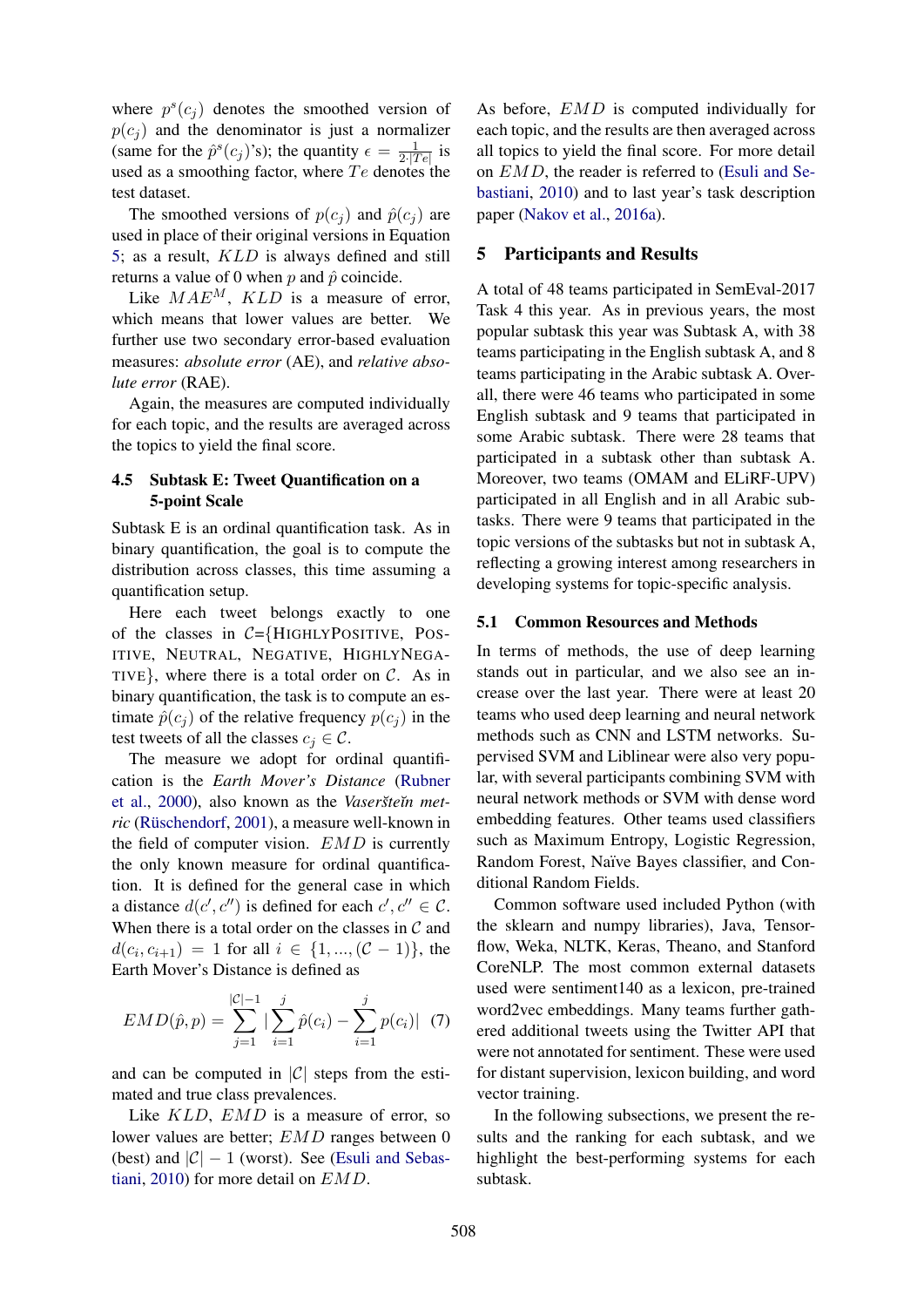where $p^s(c_j)$ denotes the smoothed version of $p(c_j)$ and the denominator is just a normalizer (same for the $\hat{p}^s(c_j)$'s); the quantity $\epsilon = \frac{1}{2 \cdot |Te|}$ is used as a smoothing factor, where $Te$ denotes the test dataset.

The smoothed versions of $p(c_j)$ and $\hat{p}(c_j)$ are used in place of their original versions in Equation 5; as a result, $KLD$ is always defined and still returns a value of 0 when $p$ and $\hat{p}$ coincide.

Like $MAE^M$, $KLD$ is a measure of error, which means that lower values are better. We further use two secondary error-based evaluation measures: *absolute error* (AE), and *relative absolute error* (RAE).

Again, the measures are computed individually for each topic, and the results are averaged across the topics to yield the final score.

### 4.5 Subtask E: Tweet Quantification on a 5-point Scale

Subtask E is an ordinal quantification task. As in binary quantification, the goal is to compute the distribution across classes, this time assuming a quantification setup.

Here each tweet belongs exactly to one of the classes in $\mathcal{C}$={HIGHLYPOSITIVE, POSITIVE, NEUTRAL, NEGATIVE, HIGHLYNEGATIVE}, where there is a total order on $\mathcal{C}$. As in binary quantification, the task is to compute an estimate $\hat{p}(c_j)$ of the relative frequency $p(c_j)$ in the test tweets of all the classes $c_j \in \mathcal{C}$.

The measure we adopt for ordinal quantification is the *Earth Mover's Distance* (Rubner et al., 2000), also known as the *Vaseršteĭn metric* (Rüschendorf, 2001), a measure well-known in the field of computer vision. $EMD$ is currently the only known measure for ordinal quantification. It is defined for the general case in which a distance $d(c', c'')$ is defined for each $c', c'' \in \mathcal{C}$. When there is a total order on the classes in $\mathcal{C}$ and $d(c_i, c_{i+1}) = 1$ for all $i \in \{1, ..., (\mathcal{C} - 1)\}$, the Earth Mover's Distance is defined as

$$EMD(\hat{p}, p) = \sum_{j=1}^{|\mathcal{C}|-1} |\sum_{i=1}^{j} \hat{p}(c_i) - \sum_{i=1}^{j} p(c_i)| \quad (7)$$

and can be computed in $|\mathcal{C}|$ steps from the estimated and true class prevalences.

Like $KLD$, $EMD$ is a measure of error, so lower values are better; $EMD$ ranges between 0 (best) and $|\mathcal{C}| - 1$ (worst). See (Esuli and Sebastiani, 2010) for more detail on $EMD$.

As before, $EMD$ is computed individually for each topic, and the results are then averaged across all topics to yield the final score. For more detail on $EMD$, the reader is referred to (Esuli and Sebastiani, 2010) and to last year's task description paper (Nakov et al., 2016a).

## 5 Participants and Results

A total of 48 teams participated in SemEval-2017 Task 4 this year. As in previous years, the most popular subtask this year was Subtask A, with 38 teams participating in the English subtask A, and 8 teams participating in the Arabic subtask A. Overall, there were 46 teams who participated in some English subtask and 9 teams that participated in some Arabic subtask. There were 28 teams that participated in a subtask other than subtask A. Moreover, two teams (OMAM and ELiRF-UPV) participated in all English and in all Arabic subtasks. There were 9 teams that participated in the topic versions of the subtasks but not in subtask A, reflecting a growing interest among researchers in developing systems for topic-specific analysis.

### 5.1 Common Resources and Methods

In terms of methods, the use of deep learning stands out in particular, and we also see an increase over the last year. There were at least 20 teams who used deep learning and neural network methods such as CNN and LSTM networks. Supervised SVM and Liblinear were also very popular, with several participants combining SVM with neural network methods or SVM with dense word embedding features. Other teams used classifiers such as Maximum Entropy, Logistic Regression, Random Forest, Naïve Bayes classifier, and Conditional Random Fields.

Common software used included Python (with the sklearn and numpy libraries), Java, Tensorflow, Weka, NLTK, Keras, Theano, and Stanford CoreNLP. The most common external datasets used were sentiment140 as a lexicon, pre-trained word2vec embeddings. Many teams further gathered additional tweets using the Twitter API that were not annotated for sentiment. These were used for distant supervision, lexicon building, and word vector training.

In the following subsections, we present the results and the ranking for each subtask, and we highlight the best-performing systems for each subtask.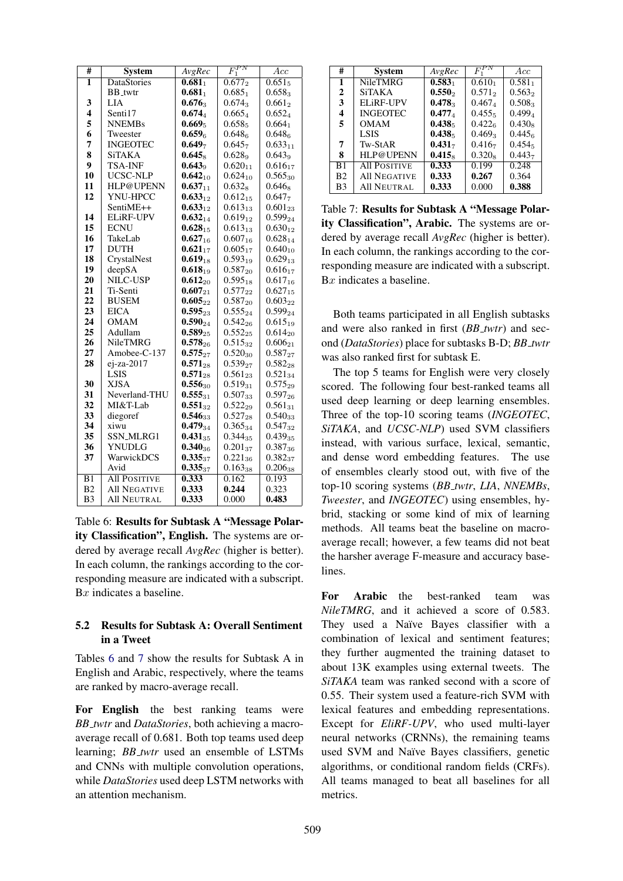| # | System | *AvgRec* | $F_1^{PN}$ | *Acc* |
|---|---|---|---|---|
| 1 | DataStories | **0.681**$_1$ | 0.677$_2$ | 0.651$_5$ |
| | BB_twtr | **0.681**$_1$ | 0.685$_1$ | 0.658$_3$ |
| 3 | LIA | **0.676**$_3$ | 0.674$_3$ | 0.661$_2$ |
| 4 | Senti17 | **0.674**$_4$ | 0.665$_4$ | 0.652$_4$ |
| 5 | NNEMBs | **0.669**$_5$ | 0.658$_5$ | 0.664$_1$ |
| 6 | Tweester | **0.659**$_6$ | 0.648$_6$ | 0.648$_6$ |
| 7 | INGEOTEC | **0.649**$_7$ | 0.645$_7$ | 0.633$_{11}$ |
| 8 | SiTAKA | **0.645**$_8$ | 0.628$_9$ | 0.643$_9$ |
| 9 | TSA-INF | **0.643**$_9$ | 0.620$_{11}$ | 0.616$_{17}$ |
| 10 | UCSC-NLP | **0.642**$_{10}$ | 0.624$_{10}$ | 0.565$_{30}$ |
| 11 | HLP@UPENN | **0.637**$_{11}$ | 0.632$_8$ | 0.646$_8$ |
| 12 | YNU-HPCC | **0.633**$_{12}$ | 0.612$_{15}$ | 0.647$_7$ |
| | SentiME++ | **0.633**$_{12}$ | 0.613$_{13}$ | 0.601$_{23}$ |
| 14 | ELiRF-UPV | **0.632**$_{14}$ | 0.619$_{12}$ | 0.599$_{24}$ |
| 15 | ECNU | **0.628**$_{15}$ | 0.613$_{13}$ | 0.630$_{12}$ |
| 16 | TakeLab | **0.627**$_{16}$ | 0.607$_{16}$ | 0.628$_{14}$ |
| 17 | DUTH | **0.621**$_{17}$ | 0.605$_{17}$ | 0.640$_{10}$ |
| 18 | CrystalNest | **0.619**$_{18}$ | 0.593$_{19}$ | 0.629$_{13}$ |
| 19 | deepSA | **0.618**$_{19}$ | 0.587$_{20}$ | 0.616$_{17}$ |
| 20 | NILC-USP | **0.612**$_{20}$ | 0.595$_{18}$ | 0.617$_{16}$ |
| 21 | Ti-Senti | **0.607**$_{21}$ | 0.577$_{22}$ | 0.627$_{15}$ |
| 22 | BUSEM | **0.605**$_{22}$ | 0.587$_{20}$ | 0.603$_{22}$ |
| 23 | EICA | **0.595**$_{23}$ | 0.555$_{24}$ | 0.599$_{24}$ |
| 24 | OMAM | **0.590**$_{24}$ | 0.542$_{26}$ | 0.615$_{19}$ |
| 25 | Adullam | **0.589**$_{25}$ | 0.552$_{25}$ | 0.614$_{20}$ |
| 26 | NileTMRG | **0.578**$_{26}$ | 0.515$_{32}$ | 0.606$_{21}$ |
| 27 | Amobee-C-137 | **0.575**$_{27}$ | 0.520$_{30}$ | 0.587$_{27}$ |
| 28 | ej-za-2017 | **0.571**$_{28}$ | 0.539$_{27}$ | 0.582$_{28}$ |
| | LSIS | **0.571**$_{28}$ | 0.561$_{23}$ | 0.521$_{34}$ |
| 30 | XJSA | **0.556**$_{30}$ | 0.519$_{31}$ | 0.575$_{29}$ |
| 31 | Neverland-THU | **0.555**$_{31}$ | 0.507$_{33}$ | 0.597$_{26}$ |
| 32 | MI&T-Lab | **0.551**$_{32}$ | 0.522$_{29}$ | 0.561$_{31}$ |
| 33 | diegoref | **0.546**$_{33}$ | 0.527$_{28}$ | 0.540$_{33}$ |
| 34 | xiwu | **0.479**$_{34}$ | 0.365$_{34}$ | 0.547$_{32}$ |
| 35 | SSN_MLRG1 | **0.431**$_{35}$ | 0.344$_{35}$ | 0.439$_{35}$ |
| 36 | YNUDLG | **0.340**$_{36}$ | 0.201$_{37}$ | 0.387$_{36}$ |
| 37 | WarwickDCS | **0.335**$_{37}$ | 0.221$_{36}$ | 0.382$_{37}$ |
| | Avid | **0.335**$_{37}$ | 0.163$_{38}$ | 0.206$_{38}$ |
| B1 | All Positive | **0.333** | 0.162 | 0.193 |
| B2 | All Negative | **0.333** | 0.244 | 0.323 |
| B3 | All Neutral | **0.333** | 0.000 | **0.483** |

Table 6: **Results for Subtask A "Message Polarity Classification", English.** The systems are ordered by average recall *AvgRec* (higher is better). In each column, the rankings according to the corresponding measure are indicated with a subscript. B$x$ indicates a baseline.

### 5.2 Results for Subtask A: Overall Sentiment in a Tweet

Tables 6 and 7 show the results for Subtask A in English and Arabic, respectively, where the teams are ranked by macro-average recall.

**For English** the best ranking teams were *BB_twtr* and *DataStories*, both achieving a macro-average recall of 0.681. Both top teams used deep learning; *BB_twtr* used an ensemble of LSTMs and CNNs with multiple convolution operations, while *DataStories* used deep LSTM networks with an attention mechanism.

| # | System | *AvgRec* | $F_1^{PN}$ | *Acc* |
|---|---|---|---|---|
| 1 | NileTMRG | **0.583**$_1$ | 0.610$_1$ | 0.581$_1$ |
| 2 | SiTAKA | **0.550**$_2$ | 0.571$_2$ | 0.563$_2$ |
| 3 | ELiRF-UPV | **0.478**$_3$ | 0.467$_4$ | 0.508$_3$ |
| 4 | INGEOTEC | **0.477**$_4$ | 0.455$_5$ | 0.499$_4$ |
| 5 | OMAM | **0.438**$_5$ | 0.422$_6$ | 0.430$_8$ |
| | LSIS | **0.438**$_5$ | 0.469$_3$ | 0.445$_6$ |
| 7 | Tw-StAR | **0.431**$_7$ | 0.416$_7$ | 0.454$_5$ |
| 8 | HLP@UPENN | **0.415**$_8$ | 0.320$_8$ | 0.443$_7$ |
| B1 | All Positive | **0.333** | 0.199 | 0.248 |
| B2 | All Negative | **0.333** | **0.267** | 0.364 |
| B3 | All Neutral | **0.333** | 0.000 | **0.388** |

Table 7: **Results for Subtask A "Message Polarity Classification", Arabic.** The systems are ordered by average recall *AvgRec* (higher is better). In each column, the rankings according to the corresponding measure are indicated with a subscript. B$x$ indicates a baseline.

Both teams participated in all English subtasks and were also ranked in first (*BB_twtr*) and second (*DataStories*) place for subtasks B-D; *BB_twtr* was also ranked first for subtask E.

The top 5 teams for English were very closely scored. The following four best-ranked teams all used deep learning or deep learning ensembles. Three of the top-10 scoring teams (*INGEOTEC*, *SiTAKA*, and *UCSC-NLP*) used SVM classifiers instead, with various surface, lexical, semantic, and dense word embedding features. The use of ensembles clearly stood out, with five of the top-10 scoring systems (*BB_twtr*, *LIA*, *NNEMBs*, *Tweester*, and *INGEOTEC*) using ensembles, hybrid, stacking or some kind of mix of learning methods. All teams beat the baseline on macro-average recall; however, a few teams did not beat the harsher average F-measure and accuracy baselines.

**For Arabic** the best-ranked team was *NileTMRG*, and it achieved a score of 0.583. They used a Naïve Bayes classifier with a combination of lexical and sentiment features; they further augmented the training dataset to about 13K examples using external tweets. The *SiTAKA* team was ranked second with a score of 0.55. Their system used a feature-rich SVM with lexical features and embedding representations. Except for *EliRF-UPV*, who used multi-layer neural networks (CRNNs), the remaining teams used SVM and Naïve Bayes classifiers, genetic algorithms, or conditional random fields (CRFs). All teams managed to beat all baselines for all metrics.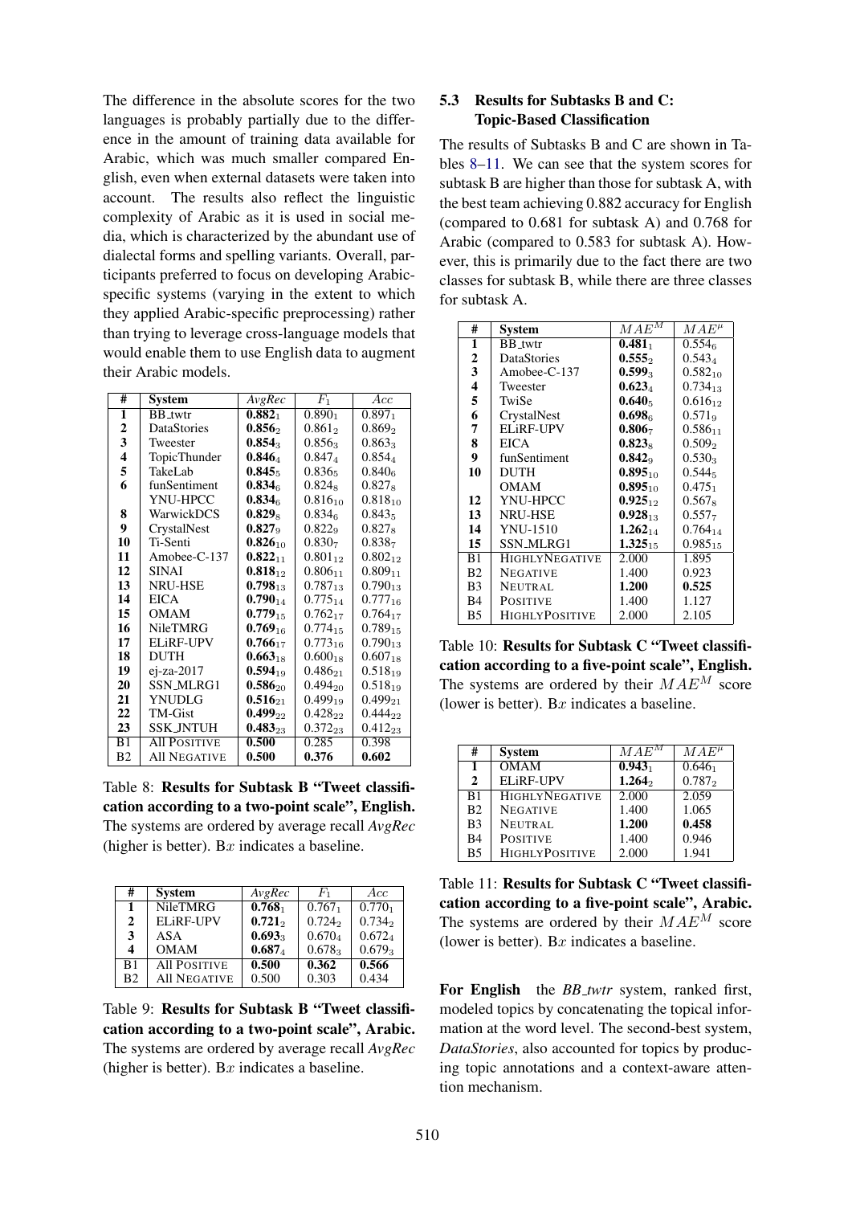The difference in the absolute scores for the two languages is probably partially due to the difference in the amount of training data available for Arabic, which was much smaller compared English, even when external datasets were taken into account. The results also reflect the linguistic complexity of Arabic as it is used in social media, which is characterized by the abundant use of dialectal forms and spelling variants. Overall, participants preferred to focus on developing Arabic-specific systems (varying in the extent to which they applied Arabic-specific preprocessing) rather than trying to leverage cross-language models that would enable them to use English data to augment their Arabic models.

| # | System | *AvgRec* | $F_1$ | *Acc* |
|---|---|---|---|---|
| 1 | BB_twtr | **0.882**$_1$ | $0.890_1$ | $0.897_1$ |
| 2 | DataStories | **0.856**$_2$ | $0.861_2$ | $0.869_2$ |
| 3 | Tweester | **0.854**$_3$ | $0.856_3$ | $0.863_3$ |
| 4 | TopicThunder | **0.846**$_4$ | $0.847_4$ | $0.854_4$ |
| 5 | TakeLab | **0.845**$_5$ | $0.836_5$ | $0.840_6$ |
| 6 | funSentiment | **0.834**$_6$ | $0.824_8$ | $0.827_8$ |
| | YNU-HPCC | **0.834**$_6$ | $0.816_{10}$ | $0.818_{10}$ |
| 8 | WarwickDCS | **0.829**$_8$ | $0.834_6$ | $0.843_5$ |
| 9 | CrystalNest | **0.827**$_9$ | $0.822_9$ | $0.827_8$ |
| 10 | Ti-Senti | **0.826**$_{10}$ | $0.830_7$ | $0.838_7$ |
| 11 | Amobee-C-137 | **0.822**$_{11}$ | $0.801_{12}$ | $0.802_{12}$ |
| 12 | SINAI | **0.818**$_{12}$ | $0.806_{11}$ | $0.809_{11}$ |
| 13 | NRU-HSE | **0.798**$_{13}$ | $0.787_{13}$ | $0.790_{13}$ |
| 14 | EICA | **0.790**$_{14}$ | $0.775_{14}$ | $0.777_{16}$ |
| 15 | OMAM | **0.779**$_{15}$ | $0.762_{17}$ | $0.764_{17}$ |
| 16 | NileTMRG | **0.769**$_{16}$ | $0.774_{15}$ | $0.789_{15}$ |
| 17 | ELiRF-UPV | **0.766**$_{17}$ | $0.773_{16}$ | $0.790_{13}$ |
| 18 | DUTH | **0.663**$_{18}$ | $0.600_{18}$ | $0.607_{18}$ |
| 19 | ej-za-2017 | **0.594**$_{19}$ | $0.486_{21}$ | $0.518_{19}$ |
| 20 | SSN_MLRG1 | **0.586**$_{20}$ | $0.494_{20}$ | $0.518_{19}$ |
| 21 | YNUDLG | **0.516**$_{21}$ | $0.499_{19}$ | $0.499_{21}$ |
| 22 | TM-Gist | **0.499**$_{22}$ | $0.428_{22}$ | $0.444_{22}$ |
| 23 | SSK_JNTUH | **0.483**$_{23}$ | $0.372_{23}$ | $0.412_{23}$ |
| B1 | All Positive | **0.500** | 0.285 | 0.398 |
| B2 | All Negative | **0.500** | **0.376** | **0.602** |

Table 8: **Results for Subtask B "Tweet classification according to a two-point scale", English.** The systems are ordered by average recall *AvgRec* (higher is better). B$x$ indicates a baseline.

| # | System | *AvgRec* | $F_1$ | *Acc* |
|---|---|---|---|---|
| 1 | NileTMRG | **0.768**$_1$ | $0.767_1$ | $0.770_1$ |
| 2 | ELiRF-UPV | **0.721**$_2$ | $0.724_2$ | $0.734_2$ |
| 3 | ASA | **0.693**$_3$ | $0.670_4$ | $0.672_4$ |
| 4 | OMAM | **0.687**$_4$ | $0.678_3$ | $0.679_3$ |
| B1 | All Positive | **0.500** | **0.362** | **0.566** |
| B2 | All Negative | 0.500 | 0.303 | 0.434 |

Table 9: **Results for Subtask B "Tweet classification according to a two-point scale", Arabic.** The systems are ordered by average recall *AvgRec* (higher is better). B$x$ indicates a baseline.

### 5.3 Results for Subtasks B and C: Topic-Based Classification

The results of Subtasks B and C are shown in Tables 8–11. We can see that the system scores for subtask B are higher than those for subtask A, with the best team achieving 0.882 accuracy for English (compared to 0.681 for subtask A) and 0.768 for Arabic (compared to 0.583 for subtask A). However, this is primarily due to the fact there are two classes for subtask B, while there are three classes for subtask A.

| # | System | $MAE^M$ | $MAE^\mu$ |
|---|---|---|---|
| 1 | BB_twtr | **0.481**$_1$ | $0.554_6$ |
| 2 | DataStories | **0.555**$_2$ | $0.543_4$ |
| 3 | Amobee-C-137 | **0.599**$_3$ | $0.582_{10}$ |
| 4 | Tweester | **0.623**$_4$ | $0.734_{13}$ |
| 5 | TwiSe | **0.640**$_5$ | $0.616_{12}$ |
| 6 | CrystalNest | **0.698**$_6$ | $0.571_9$ |
| 7 | ELiRF-UPV | **0.806**$_7$ | $0.586_{11}$ |
| 8 | EICA | **0.823**$_8$ | $0.509_2$ |
| 9 | funSentiment | **0.842**$_9$ | $0.530_3$ |
| 10 | DUTH | **0.895**$_{10}$ | $0.544_5$ |
| | OMAM | **0.895**$_{10}$ | $0.475_1$ |
| 12 | YNU-HPCC | **0.925**$_{12}$ | $0.567_8$ |
| 13 | NRU-HSE | **0.928**$_{13}$ | $0.557_7$ |
| 14 | YNU-1510 | **1.262**$_{14}$ | $0.764_{14}$ |
| 15 | SSN_MLRG1 | **1.325**$_{15}$ | $0.985_{15}$ |
| B1 | HighlyNegative | 2.000 | 1.895 |
| B2 | Negative | 1.400 | 0.923 |
| B3 | Neutral | **1.200** | **0.525** |
| B4 | Positive | 1.400 | 1.127 |
| B5 | HighlyPositive | 2.000 | 2.105 |

Table 10: **Results for Subtask C "Tweet classification according to a five-point scale", English.** The systems are ordered by their $MAE^M$ score (lower is better). B$x$ indicates a baseline.

| # | System | $MAE^M$ | $MAE^\mu$ |
|---|---|---|---|
| 1 | OMAM | **0.943**$_1$ | $0.646_1$ |
| 2 | ELiRF-UPV | **1.264**$_2$ | $0.787_2$ |
| B1 | HighlyNegative | 2.000 | 2.059 |
| B2 | Negative | 1.400 | 1.065 |
| B3 | Neutral | **1.200** | **0.458** |
| B4 | Positive | 1.400 | 0.946 |
| B5 | HighlyPositive | 2.000 | 1.941 |

Table 11: **Results for Subtask C "Tweet classification according to a five-point scale", Arabic.** The systems are ordered by their $MAE^M$ score (lower is better). B$x$ indicates a baseline.

**For English** the *BB_twtr* system, ranked first, modeled topics by concatenating the topical information at the word level. The second-best system, *DataStories*, also accounted for topics by producing topic annotations and a context-aware attention mechanism.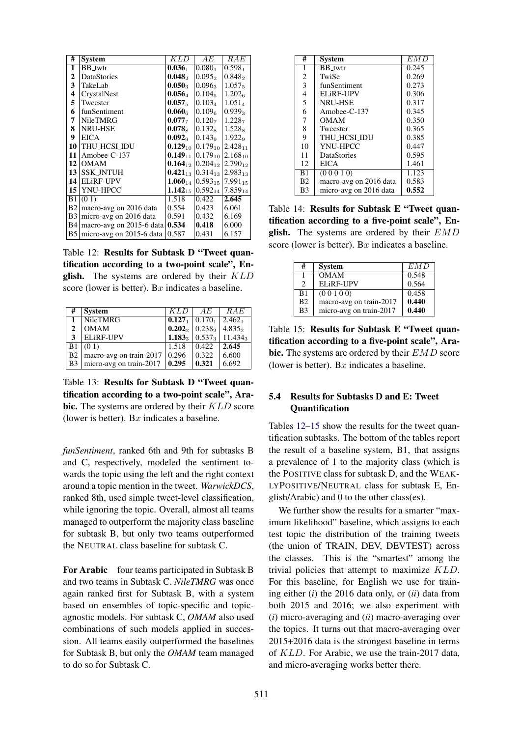| # | System | $KLD$ | $AE$ | $RAE$ |
|---|---|---|---|---|
| **1** | BB_twtr | **0.036**$_1$ | 0.080$_1$ | 0.598$_1$ |
| **2** | DataStories | **0.048**$_2$ | 0.095$_2$ | 0.848$_2$ |
| **3** | TakeLab | **0.050**$_3$ | 0.096$_3$ | 1.057$_5$ |
| **4** | CrystalNest | **0.056**$_4$ | 0.104$_5$ | 1.202$_6$ |
| **5** | Tweester | **0.057**$_5$ | 0.103$_4$ | 1.051$_4$ |
| **6** | funSentiment | **0.060**$_6$ | 0.109$_6$ | 0.939$_3$ |
| **7** | NileTMRG | **0.077**$_7$ | 0.120$_7$ | 1.228$_7$ |
| **8** | NRU-HSE | **0.078**$_8$ | 0.132$_8$ | 1.528$_8$ |
| **9** | EICA | **0.092**$_9$ | 0.143$_9$ | 1.922$_9$ |
| **10** | THU_HCSI_IDU | **0.129**$_{10}$ | 0.179$_{10}$ | 2.428$_{11}$ |
| **11** | Amobee-C-137 | **0.149**$_{11}$ | 0.179$_{10}$ | 2.168$_{10}$ |
| **12** | OMAM | **0.164**$_{12}$ | 0.204$_{12}$ | 2.790$_{12}$ |
| **13** | SSK_JNTUH | **0.421**$_{13}$ | 0.314$_{13}$ | 2.983$_{13}$ |
| **14** | ELiRF-UPV | **1.060**$_{14}$ | 0.593$_{15}$ | 7.991$_{15}$ |
| **15** | YNU-HPCC | **1.142**$_{15}$ | 0.592$_{14}$ | 7.859$_{14}$ |
| B1 | (0 1) | 1.518 | 0.422 | **2.645** |
| B2 | macro-avg on 2016 data | 0.554 | 0.423 | 6.061 |
| B3 | micro-avg on 2016 data | 0.591 | 0.432 | 6.169 |
| B4 | macro-avg on 2015-6 data | **0.534** | **0.418** | 6.000 |
| B5 | micro-avg on 2015-6 data | 0.587 | 0.431 | 6.157 |

Table 12: **Results for Subtask D "Tweet quantification according to a two-point scale", English.** The systems are ordered by their $KLD$ score (lower is better). B$x$ indicates a baseline.

| # | System | $KLD$ | $AE$ | $RAE$ |
|---|---|---|---|---|
| **1** | NileTMRG | **0.127**$_1$ | 0.170$_1$ | 2.462$_1$ |
| **2** | OMAM | **0.202**$_2$ | 0.238$_2$ | 4.835$_2$ |
| **3** | ELiRF-UPV | **1.183**$_3$ | 0.537$_3$ | 11.434$_3$ |
| B1 | (0 1) | 1.518 | 0.422 | **2.645** |
| B2 | macro-avg on train-2017 | 0.296 | 0.322 | 6.600 |
| B3 | micro-avg on train-2017 | **0.295** | **0.321** | 6.692 |

Table 13: **Results for Subtask D "Tweet quantification according to a two-point scale", Arabic.** The systems are ordered by their $KLD$ score (lower is better). B$x$ indicates a baseline.

*funSentiment*, ranked 6th and 9th for subtasks B and C, respectively, modeled the sentiment towards the topic using the left and the right context around a topic mention in the tweet. *WarwickDCS*, ranked 8th, used simple tweet-level classification, while ignoring the topic. Overall, almost all teams managed to outperform the majority class baseline for subtask B, but only two teams outperformed the NEUTRAL class baseline for subtask C.

**For Arabic** four teams participated in Subtask B and two teams in Subtask C. *NileTMRG* was once again ranked first for Subtask B, with a system based on ensembles of topic-specific and topic-agnostic models. For subtask C, *OMAM* also used combinations of such models applied in succession. All teams easily outperformed the baselines for Subtask B, but only the *OMAM* team managed to do so for Subtask C.

| # | System | $EMD$ |
|---|---|---|
| 1 | BB_twtr | 0.245 |
| 2 | TwiSe | 0.269 |
| 3 | funSentiment | 0.273 |
| 4 | ELiRF-UPV | 0.306 |
| 5 | NRU-HSE | 0.317 |
| 6 | Amobee-C-137 | 0.345 |
| 7 | OMAM | 0.350 |
| 8 | Tweester | 0.365 |
| 9 | THU_HCSI_IDU | 0.385 |
| 10 | YNU-HPCC | 0.447 |
| 11 | DataStories | 0.595 |
| 12 | EICA | 1.461 |
| B1 | (0 0 0 1 0) | 1.123 |
| B2 | macro-avg on 2016 data | 0.583 |
| B3 | micro-avg on 2016 data | **0.552** |

Table 14: **Results for Subtask E "Tweet quantification according to a five-point scale", English.** The systems are ordered by their $EMD$ score (lower is better). B$x$ indicates a baseline.

| # | System | $EMD$ |
|---|---|---|
| 1 | OMAM | 0.548 |
| 2 | ELiRF-UPV | 0.564 |
| B1 | (0 0 1 0 0) | 0.458 |
| B2 | macro-avg on train-2017 | **0.440** |
| B3 | micro-avg on train-2017 | **0.440** |

Table 15: **Results for Subtask E "Tweet quantification according to a five-point scale", Arabic.** The systems are ordered by their $EMD$ score (lower is better). B$x$ indicates a baseline.

### 5.4 Results for Subtasks D and E: Tweet Quantification

Tables 12–15 show the results for the tweet quantification subtasks. The bottom of the tables report the result of a baseline system, B1, that assigns a prevalence of 1 to the majority class (which is the POSITIVE class for subtask D, and the WEAKLYPOSITIVE/NEUTRAL class for subtask E, English/Arabic) and 0 to the other class(es).

We further show the results for a smarter "maximum likelihood" baseline, which assigns to each test topic the distribution of the training tweets (the union of TRAIN, DEV, DEVTEST) across the classes. This is the "smartest" among the trivial policies that attempt to maximize $KLD$. For this baseline, for English we use for training either (*i*) the 2016 data only, or (*ii*) data from both 2015 and 2016; we also experiment with (*i*) micro-averaging and (*ii*) macro-averaging over the topics. It turns out that macro-averaging over 2015+2016 data is the strongest baseline in terms of $KLD$. For Arabic, we use the train-2017 data, and micro-averaging works better there.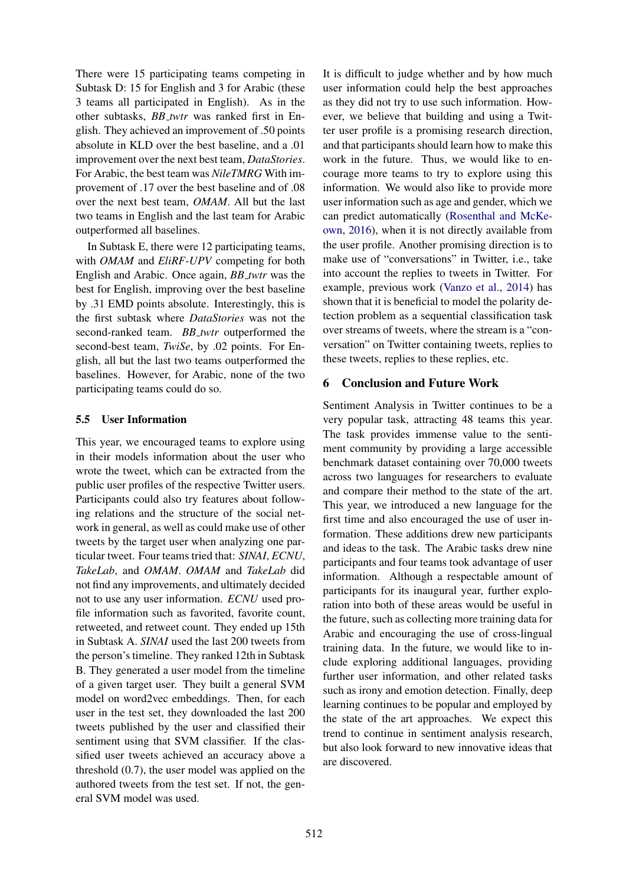There were 15 participating teams competing in Subtask D: 15 for English and 3 for Arabic (these 3 teams all participated in English). As in the other subtasks, *BB_twtr* was ranked first in English. They achieved an improvement of .50 points absolute in KLD over the best baseline, and a .01 improvement over the next best team, *DataStories*. For Arabic, the best team was *NileTMRG* With improvement of .17 over the best baseline and of .08 over the next best team, *OMAM*. All but the last two teams in English and the last team for Arabic outperformed all baselines.

In Subtask E, there were 12 participating teams, with *OMAM* and *EliRF-UPV* competing for both English and Arabic. Once again, *BB_twtr* was the best for English, improving over the best baseline by .31 EMD points absolute. Interestingly, this is the first subtask where *DataStories* was not the second-ranked team. *BB_twtr* outperformed the second-best team, *TwiSe*, by .02 points. For English, all but the last two teams outperformed the baselines. However, for Arabic, none of the two participating teams could do so.

### 5.5 User Information

This year, we encouraged teams to explore using in their models information about the user who wrote the tweet, which can be extracted from the public user profiles of the respective Twitter users. Participants could also try features about following relations and the structure of the social network in general, as well as could make use of other tweets by the target user when analyzing one particular tweet. Four teams tried that: *SINAI*, *ECNU*, *TakeLab*, and *OMAM*. *OMAM* and *TakeLab* did not find any improvements, and ultimately decided not to use any user information. *ECNU* used profile information such as favorited, favorite count, retweeted, and retweet count. They ended up 15th in Subtask A. *SINAI* used the last 200 tweets from the person's timeline. They ranked 12th in Subtask B. They generated a user model from the timeline of a given target user. They built a general SVM model on word2vec embeddings. Then, for each user in the test set, they downloaded the last 200 tweets published by the user and classified their sentiment using that SVM classifier. If the classified user tweets achieved an accuracy above a threshold (0.7), the user model was applied on the authored tweets from the test set. If not, the general SVM model was used.

It is difficult to judge whether and by how much user information could help the best approaches as they did not try to use such information. However, we believe that building and using a Twitter user profile is a promising research direction, and that participants should learn how to make this work in the future. Thus, we would like to encourage more teams to try to explore using this information. We would also like to provide more user information such as age and gender, which we can predict automatically (Rosenthal and McKeown, 2016), when it is not directly available from the user profile. Another promising direction is to make use of "conversations" in Twitter, i.e., take into account the replies to tweets in Twitter. For example, previous work (Vanzo et al., 2014) has shown that it is beneficial to model the polarity detection problem as a sequential classification task over streams of tweets, where the stream is a "conversation" on Twitter containing tweets, replies to these tweets, replies to these replies, etc.

## 6 Conclusion and Future Work

Sentiment Analysis in Twitter continues to be a very popular task, attracting 48 teams this year. The task provides immense value to the sentiment community by providing a large accessible benchmark dataset containing over 70,000 tweets across two languages for researchers to evaluate and compare their method to the state of the art. This year, we introduced a new language for the first time and also encouraged the use of user information. These additions drew new participants and ideas to the task. The Arabic tasks drew nine participants and four teams took advantage of user information. Although a respectable amount of participants for its inaugural year, further exploration into both of these areas would be useful in the future, such as collecting more training data for Arabic and encouraging the use of cross-lingual training data. In the future, we would like to include exploring additional languages, providing further user information, and other related tasks such as irony and emotion detection. Finally, deep learning continues to be popular and employed by the state of the art approaches. We expect this trend to continue in sentiment analysis research, but also look forward to new innovative ideas that are discovered.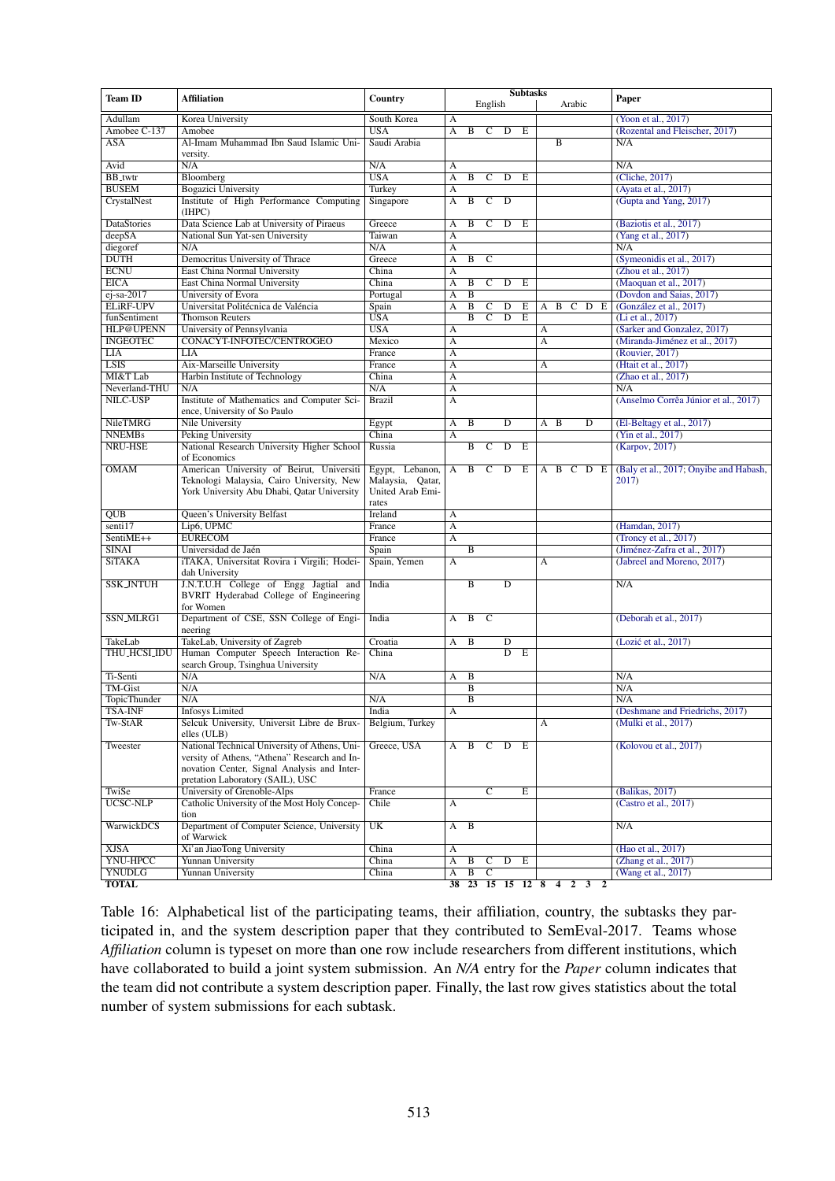| Team ID | Affiliation | Country | Subtasks | | | | | | | | | | Paper |
|---|---|---|---|---|---|---|---|---|---|---|---|---|---|
| | | | English | | | | | Arabic | | | | | |
| | | | A | B | C | D | E | A | B | C | D | E | |
| Adullam | Korea University | South Korea | A | | | | | | | | | | (Yoon et al., 2017) |
| Amobee C-137 | Amobee | USA | A | B | C | D | E | | | | | | (Rozental and Fleischer, 2017) |
| ASA | Al-Imam Muhammad Ibn Saud Islamic University. | Saudi Arabia | | | | | | | B | | | | N/A |
| Avid | N/A | N/A | A | | | | | | | | | | N/A |
| BB_twtr | Bloomberg | USA | A | B | C | D | E | | | | | | (Cliche, 2017) |
| BUSEM | Bogazici University | Turkey | A | | | | | | | | | | (Ayata et al., 2017) |
| CrystalNest | Institute of High Performance Computing (IHPC) | Singapore | A | B | C | D | | | | | | | (Gupta and Yang, 2017) |
| DataStories | Data Science Lab at University of Piraeus | Greece | A | B | C | D | E | | | | | | (Baziotis et al., 2017) |
| deepSA | National Sun Yat-sen University | Taiwan | A | | | | | | | | | | (Yang et al., 2017) |
| diegoref | N/A | N/A | A | | | | | | | | | | N/A |
| DUTH | Democritus University of Thrace | Greece | A | B | C | | | | | | | | (Symeonidis et al., 2017) |
| ECNU | East China Normal University | China | A | | | | | | | | | | (Zhou et al., 2017) |
| EICA | East China Normal University | China | A | B | C | D | E | | | | | | (Maoquan et al., 2017) |
| ej-sa-2017 | University of Evora | Portugal | A | B | | | | | | | | | (Dovdon and Saias, 2017) |
| ELiRF-UPV | Universitat Politécnica de Valéncia | Spain | A | B | C | D | E | A | B | C | D | E | (González et al., 2017) |
| funSentiment | Thomson Reuters | USA | | B | C | D | E | | | | | | (Li et al., 2017) |
| HLP@UPENN | University of Pennsylvania | USA | A | | | | | A | | | | | (Sarker and Gonzalez, 2017) |
| INGEOTEC | CONACYT-INFOTEC/CENTROGEO | Mexico | A | | | | | A | | | | | (Miranda-Jiménez et al., 2017) |
| LIA | LIA | France | A | | | | | | | | | | (Rouvier, 2017) |
| LSIS | Aix-Marseille University | France | A | | | | | A | | | | | (Htait et al., 2017) |
| MI&T Lab | Harbin Institute of Technology | China | A | | | | | | | | | | (Zhao et al., 2017) |
| Neverland-THU | N/A | N/A | A | | | | | | | | | | N/A |
| NILC-USP | Institute of Mathematics and Computer Science, University of So Paulo | Brazil | A | | | | | | | | | | (Anselmo Corrêa Júnior et al., 2017) |
| NileTMRG | Nile University | Egypt | A | B | | D | | A | B | | D | | (El-Beltagy et al., 2017) |
| NNEMBs | Peking University | China | A | | | | | | | | | | (Yin et al., 2017) |
| NRU-HSE | National Research University Higher School of Economics | Russia | | B | C | D | E | | | | | | (Karpov, 2017) |
| OMAM | American University of Beirut, Universiti Teknologi Malaysia, Cairo University, New York University Abu Dhabi, Qatar University | Egypt, Lebanon, Malaysia, Qatar, United Arab Emirates | A | B | C | D | E | A | B | C | D | E | (Baly et al., 2017; Onyibe and Habash, 2017) |
| QUB | Queen's University Belfast | Ireland | A | | | | | | | | | | |
| senti17 | Lip6, UPMC | France | A | | | | | | | | | | (Hamdan, 2017) |
| SentiME++ | EURECOM | France | A | | | | | | | | | | (Troncy et al., 2017) |
| SINAI | Universidad de Jaén | Spain | | B | | | | | | | | | (Jiménez-Zafra et al., 2017) |
| SiTAKA | iTAKA, Universitat Rovira i Virgili; Hodeidah University | Spain, Yemen | A | | | | | A | | | | | (Jabreel and Moreno, 2017) |
| SSK_JNTUH | J.N.T.U.H College of Engg Jagtial and BVRIT Hyderabad College of Engineering for Women | India | | B | | D | | | | | | | N/A |
| SSN_MLRG1 | Department of CSE, SSN College of Engineering | India | A | B | C | | | | | | | | (Deborah et al., 2017) |
| TakeLab | TakeLab, University of Zagreb | Croatia | A | B | | D | | | | | | | (Lozić et al., 2017) |
| THU_HCSI_IDU | Human Computer Speech Interaction Research Group, Tsinghua University | China | | | | D | E | | | | | | |
| Ti-Senti | N/A | N/A | A | B | | | | | | | | | N/A |
| TM-Gist | N/A | | | B | | | | | | | | | N/A |
| TopicThunder | N/A | N/A | | B | | | | | | | | | N/A |
| TSA-INF | Infosys Limited | India | A | | | | | | | | | | (Deshmane and Friedrichs, 2017) |
| Tw-StAR | Selcuk University, Universit Libre de Bruxelles (ULB) | Belgium, Turkey | | | | | | A | | | | | (Mulki et al., 2017) |
| Tweester | National Technical University of Athens, University of Athens, "Athena" Research and Innovation Center, Signal Analysis and Interpretation Laboratory (SAIL), USC | Greece, USA | A | B | C | D | E | | | | | | (Kolovou et al., 2017) |
| TwiSe | University of Grenoble-Alps | France | | | C | | E | | | | | | (Balikas, 2017) |
| UCSC-NLP | Catholic University of the Most Holy Concepción | Chile | A | | | | | | | | | | (Castro et al., 2017) |
| WarwickDCS | Department of Computer Science, University of Warwick | UK | A | B | | | | | | | | | N/A |
| XJSA | Xi'an JiaoTong University | China | A | | | | | | | | | | (Hao et al., 2017) |
| YNU-HPCC | Yunnan University | China | A | B | C | D | E | | | | | | (Zhang et al., 2017) |
| YNUDLG | Yunnan University | China | A | B | C | | | | | | | | (Wang et al., 2017) |
| **TOTAL** | | | 38 | 23 | 15 | 15 | 12 | 8 | 4 | 2 | 3 | 2 | |

Table 16: Alphabetical list of the participating teams, their affiliation, country, the subtasks they participated in, and the system description paper that they contributed to SemEval-2017. Teams whose *Affiliation* column is typeset on more than one row include researchers from different institutions, which have collaborated to build a joint system submission. An *N/A* entry for the *Paper* column indicates that the team did not contribute a system description paper. Finally, the last row gives statistics about the total number of system submissions for each subtask.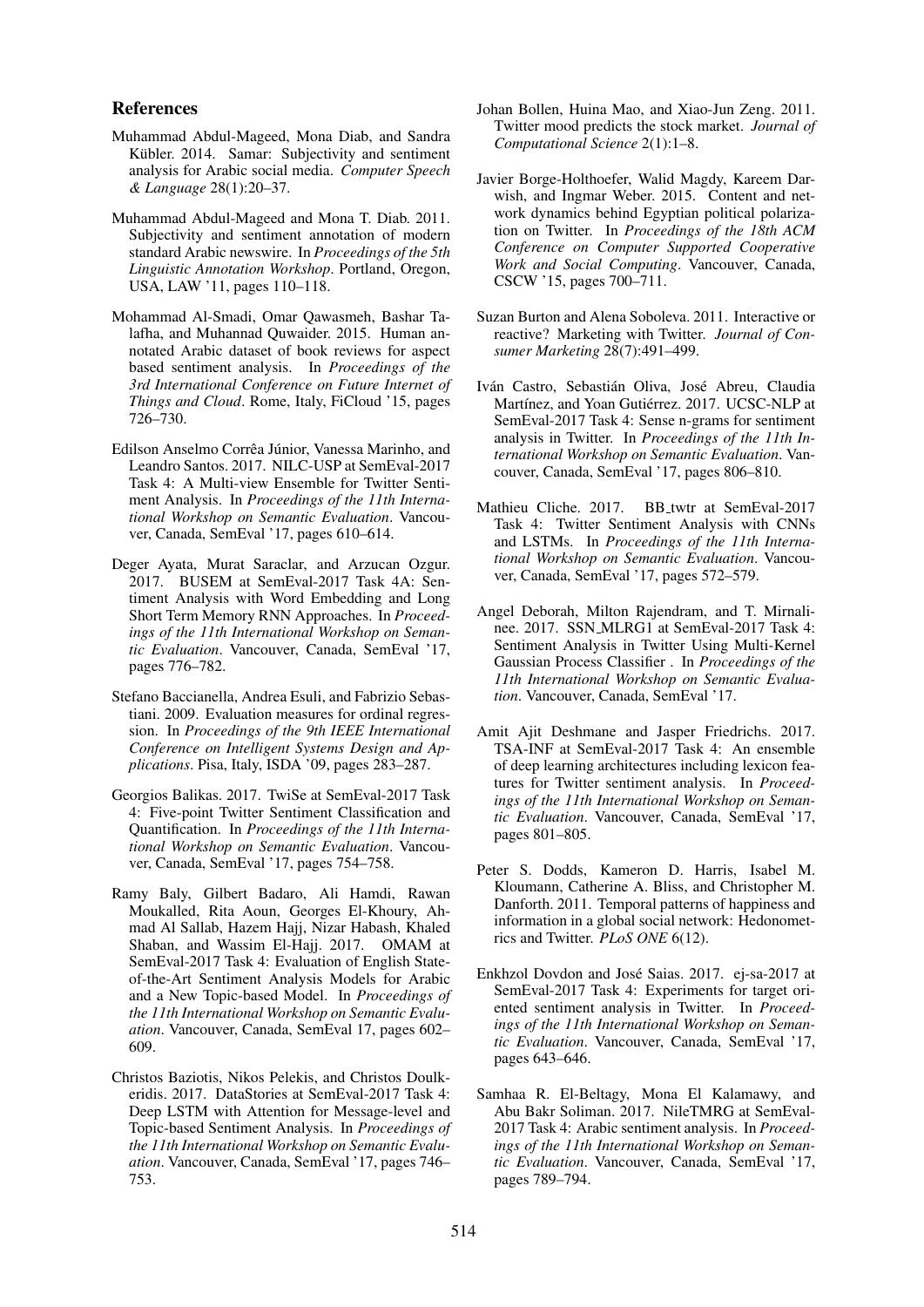## References

Muhammad Abdul-Mageed, Mona Diab, and Sandra Kübler. 2014. Samar: Subjectivity and sentiment analysis for Arabic social media. *Computer Speech & Language* 28(1):20–37.

Muhammad Abdul-Mageed and Mona T. Diab. 2011. Subjectivity and sentiment annotation of modern standard Arabic newswire. In *Proceedings of the 5th Linguistic Annotation Workshop*. Portland, Oregon, USA, LAW '11, pages 110–118.

Mohammad Al-Smadi, Omar Qawasmeh, Bashar Talafha, and Muhannad Quwaider. 2015. Human annotated Arabic dataset of book reviews for aspect based sentiment analysis. In *Proceedings of the 3rd International Conference on Future Internet of Things and Cloud*. Rome, Italy, FiCloud '15, pages 726–730.

Edilson Anselmo Corrêa Júnior, Vanessa Marinho, and Leandro Santos. 2017. NILC-USP at SemEval-2017 Task 4: A Multi-view Ensemble for Twitter Sentiment Analysis. In *Proceedings of the 11th International Workshop on Semantic Evaluation*. Vancouver, Canada, SemEval '17, pages 610–614.

Deger Ayata, Murat Saraclar, and Arzucan Ozgur. 2017. BUSEM at SemEval-2017 Task 4A: Sentiment Analysis with Word Embedding and Long Short Term Memory RNN Approaches. In *Proceedings of the 11th International Workshop on Semantic Evaluation*. Vancouver, Canada, SemEval '17, pages 776–782.

Stefano Baccianella, Andrea Esuli, and Fabrizio Sebastiani. 2009. Evaluation measures for ordinal regression. In *Proceedings of the 9th IEEE International Conference on Intelligent Systems Design and Applications*. Pisa, Italy, ISDA '09, pages 283–287.

Georgios Balikas. 2017. TwiSe at SemEval-2017 Task 4: Five-point Twitter Sentiment Classification and Quantification. In *Proceedings of the 11th International Workshop on Semantic Evaluation*. Vancouver, Canada, SemEval '17, pages 754–758.

Ramy Baly, Gilbert Badaro, Ali Hamdi, Rawan Moukalled, Rita Aoun, Georges El-Khoury, Ahmad Al Sallab, Hazem Hajj, Nizar Habash, Khaled Shaban, and Wassim El-Hajj. 2017. OMAM at SemEval-2017 Task 4: Evaluation of English State-of-the-Art Sentiment Analysis Models for Arabic and a New Topic-based Model. In *Proceedings of the 11th International Workshop on Semantic Evaluation*. Vancouver, Canada, SemEval 17, pages 602–609.

Christos Baziotis, Nikos Pelekis, and Christos Doulkeridis. 2017. DataStories at SemEval-2017 Task 4: Deep LSTM with Attention for Message-level and Topic-based Sentiment Analysis. In *Proceedings of the 11th International Workshop on Semantic Evaluation*. Vancouver, Canada, SemEval '17, pages 746–753.

Johan Bollen, Huina Mao, and Xiao-Jun Zeng. 2011. Twitter mood predicts the stock market. *Journal of Computational Science* 2(1):1–8.

Javier Borge-Holthoefer, Walid Magdy, Kareem Darwish, and Ingmar Weber. 2015. Content and network dynamics behind Egyptian political polarization on Twitter. In *Proceedings of the 18th ACM Conference on Computer Supported Cooperative Work and Social Computing*. Vancouver, Canada, CSCW '15, pages 700–711.

Suzan Burton and Alena Soboleva. 2011. Interactive or reactive? Marketing with Twitter. *Journal of Consumer Marketing* 28(7):491–499.

Iván Castro, Sebastián Oliva, José Abreu, Claudia Martínez, and Yoan Gutiérrez. 2017. UCSC-NLP at SemEval-2017 Task 4: Sense n-grams for sentiment analysis in Twitter. In *Proceedings of the 11th International Workshop on Semantic Evaluation*. Vancouver, Canada, SemEval '17, pages 806–810.

Mathieu Cliche. 2017. BB_twtr at SemEval-2017 Task 4: Twitter Sentiment Analysis with CNNs and LSTMs. In *Proceedings of the 11th International Workshop on Semantic Evaluation*. Vancouver, Canada, SemEval '17, pages 572–579.

Angel Deborah, Milton Rajendram, and T. Mirnalinee. 2017. SSN_MLRG1 at SemEval-2017 Task 4: Sentiment Analysis in Twitter Using Multi-Kernel Gaussian Process Classifier . In *Proceedings of the 11th International Workshop on Semantic Evaluation*. Vancouver, Canada, SemEval '17.

Amit Ajit Deshmane and Jasper Friedrichs. 2017. TSA-INF at SemEval-2017 Task 4: An ensemble of deep learning architectures including lexicon features for Twitter sentiment analysis. In *Proceedings of the 11th International Workshop on Semantic Evaluation*. Vancouver, Canada, SemEval '17, pages 801–805.

Peter S. Dodds, Kameron D. Harris, Isabel M. Kloumann, Catherine A. Bliss, and Christopher M. Danforth. 2011. Temporal patterns of happiness and information in a global social network: Hedonometrics and Twitter. *PLoS ONE* 6(12).

Enkhzol Dovdon and José Saias. 2017. ej-sa-2017 at SemEval-2017 Task 4: Experiments for target oriented sentiment analysis in Twitter. In *Proceedings of the 11th International Workshop on Semantic Evaluation*. Vancouver, Canada, SemEval '17, pages 643–646.

Samhaa R. El-Beltagy, Mona El Kalamawy, and Abu Bakr Soliman. 2017. NileTMRG at SemEval-2017 Task 4: Arabic sentiment analysis. In *Proceedings of the 11th International Workshop on Semantic Evaluation*. Vancouver, Canada, SemEval '17, pages 789–794.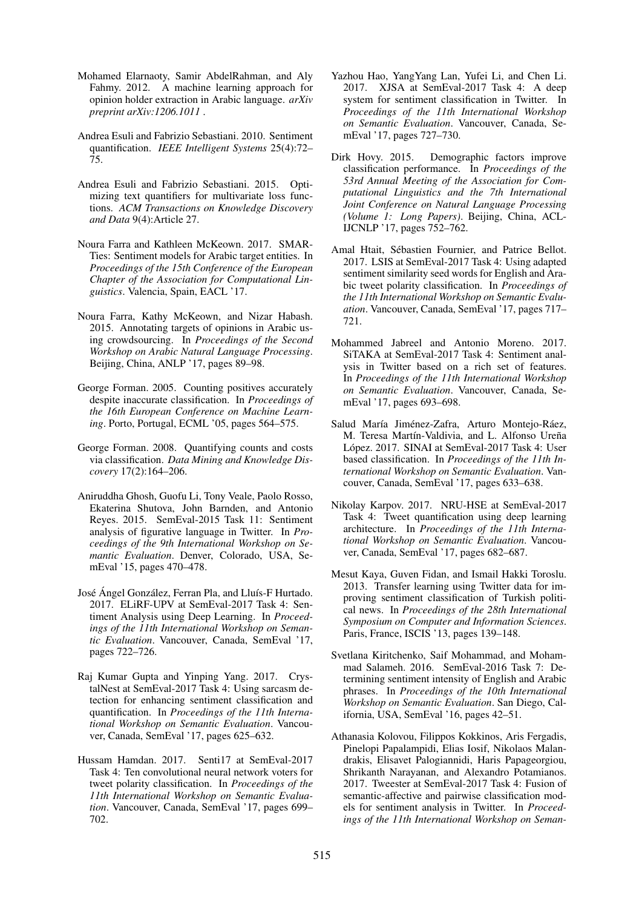Mohamed Elarnaoty, Samir AbdelRahman, and Aly Fahmy. 2012. A machine learning approach for opinion holder extraction in Arabic language. *arXiv preprint arXiv:1206.1011* .

Andrea Esuli and Fabrizio Sebastiani. 2010. Sentiment quantification. *IEEE Intelligent Systems* 25(4):72–75.

Andrea Esuli and Fabrizio Sebastiani. 2015. Optimizing text quantifiers for multivariate loss functions. *ACM Transactions on Knowledge Discovery and Data* 9(4):Article 27.

Noura Farra and Kathleen McKeown. 2017. SMARTies: Sentiment models for Arabic target entities. In *Proceedings of the 15th Conference of the European Chapter of the Association for Computational Linguistics*. Valencia, Spain, EACL '17.

Noura Farra, Kathy McKeown, and Nizar Habash. 2015. Annotating targets of opinions in Arabic using crowdsourcing. In *Proceedings of the Second Workshop on Arabic Natural Language Processing*. Beijing, China, ANLP '17, pages 89–98.

George Forman. 2005. Counting positives accurately despite inaccurate classification. In *Proceedings of the 16th European Conference on Machine Learning*. Porto, Portugal, ECML '05, pages 564–575.

George Forman. 2008. Quantifying counts and costs via classification. *Data Mining and Knowledge Discovery* 17(2):164–206.

Aniruddha Ghosh, Guofu Li, Tony Veale, Paolo Rosso, Ekaterina Shutova, John Barnden, and Antonio Reyes. 2015. SemEval-2015 Task 11: Sentiment analysis of figurative language in Twitter. In *Proceedings of the 9th International Workshop on Semantic Evaluation*. Denver, Colorado, USA, SemEval '15, pages 470–478.

José Ángel González, Ferran Pla, and Lluís-F Hurtado. 2017. ELiRF-UPV at SemEval-2017 Task 4: Sentiment Analysis using Deep Learning. In *Proceedings of the 11th International Workshop on Semantic Evaluation*. Vancouver, Canada, SemEval '17, pages 722–726.

Raj Kumar Gupta and Yinping Yang. 2017. CrystalNest at SemEval-2017 Task 4: Using sarcasm detection for enhancing sentiment classification and quantification. In *Proceedings of the 11th International Workshop on Semantic Evaluation*. Vancouver, Canada, SemEval '17, pages 625–632.

Hussam Hamdan. 2017. Senti17 at SemEval-2017 Task 4: Ten convolutional neural network voters for tweet polarity classification. In *Proceedings of the 11th International Workshop on Semantic Evaluation*. Vancouver, Canada, SemEval '17, pages 699–702.

Yazhou Hao, YangYang Lan, Yufei Li, and Chen Li. 2017. XJSA at SemEval-2017 Task 4: A deep system for sentiment classification in Twitter. In *Proceedings of the 11th International Workshop on Semantic Evaluation*. Vancouver, Canada, SemEval '17, pages 727–730.

Dirk Hovy. 2015. Demographic factors improve classification performance. In *Proceedings of the 53rd Annual Meeting of the Association for Computational Linguistics and the 7th International Joint Conference on Natural Language Processing (Volume 1: Long Papers)*. Beijing, China, ACL-IJCNLP '17, pages 752–762.

Amal Htait, Sébastien Fournier, and Patrice Bellot. 2017. LSIS at SemEval-2017 Task 4: Using adapted sentiment similarity seed words for English and Arabic tweet polarity classification. In *Proceedings of the 11th International Workshop on Semantic Evaluation*. Vancouver, Canada, SemEval '17, pages 717–721.

Mohammed Jabreel and Antonio Moreno. 2017. SiTAKA at SemEval-2017 Task 4: Sentiment analysis in Twitter based on a rich set of features. In *Proceedings of the 11th International Workshop on Semantic Evaluation*. Vancouver, Canada, SemEval '17, pages 693–698.

Salud María Jiménez-Zafra, Arturo Montejo-Ráez, M. Teresa Martín-Valdivia, and L. Alfonso Ureña López. 2017. SINAI at SemEval-2017 Task 4: User based classification. In *Proceedings of the 11th International Workshop on Semantic Evaluation*. Vancouver, Canada, SemEval '17, pages 633–638.

Nikolay Karpov. 2017. NRU-HSE at SemEval-2017 Task 4: Tweet quantification using deep learning architecture. In *Proceedings of the 11th International Workshop on Semantic Evaluation*. Vancouver, Canada, SemEval '17, pages 682–687.

Mesut Kaya, Guven Fidan, and Ismail Hakki Toroslu. 2013. Transfer learning using Twitter data for improving sentiment classification of Turkish political news. In *Proceedings of the 28th International Symposium on Computer and Information Sciences*. Paris, France, ISCIS '13, pages 139–148.

Svetlana Kiritchenko, Saif Mohammad, and Mohammad Salameh. 2016. SemEval-2016 Task 7: Determining sentiment intensity of English and Arabic phrases. In *Proceedings of the 10th International Workshop on Semantic Evaluation*. San Diego, California, USA, SemEval '16, pages 42–51.

Athanasia Kolovou, Filippos Kokkinos, Aris Fergadis, Pinelopi Papalampidi, Elias Iosif, Nikolaos Malandrakis, Elisavet Palogiannidi, Haris Papageorgiou, Shrikanth Narayanan, and Alexandros Potamianos. 2017. Tweester at SemEval-2017 Task 4: Fusion of semantic-affective and pairwise classification models for sentiment analysis in Twitter. In *Proceedings of the 11th International Workshop on Seman-*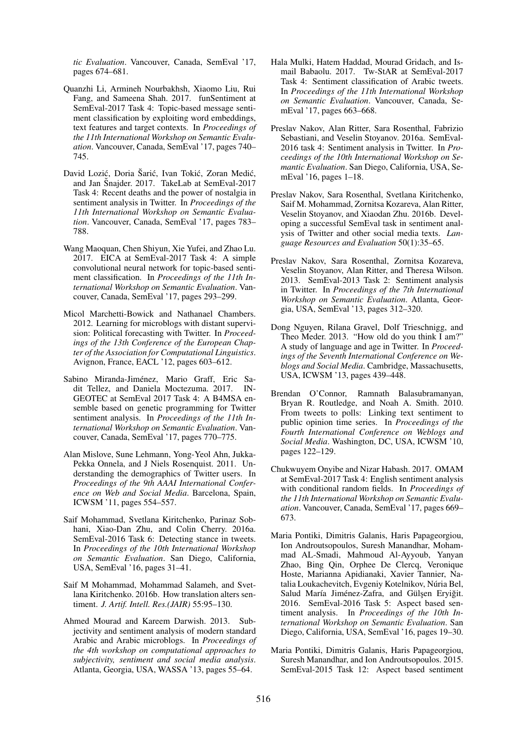*tic Evaluation*. Vancouver, Canada, SemEval '17, pages 674–681.

Quanzhi Li, Armineh Nourbakhsh, Xiaomo Liu, Rui Fang, and Sameena Shah. 2017. funSentiment at SemEval-2017 Task 4: Topic-based message sentiment classification by exploiting word embeddings, text features and target contexts. In *Proceedings of the 11th International Workshop on Semantic Evaluation*. Vancouver, Canada, SemEval '17, pages 740–745.

David Lozić, Doria Šarić, Ivan Tokić, Zoran Medić, and Jan Šnajder. 2017. TakeLab at SemEval-2017 Task 4: Recent deaths and the power of nostalgia in sentiment analysis in Twitter. In *Proceedings of the 11th International Workshop on Semantic Evaluation*. Vancouver, Canada, SemEval '17, pages 783–788.

Wang Maoquan, Chen Shiyun, Xie Yufei, and Zhao Lu. 2017. EICA at SemEval-2017 Task 4: A simple convolutional neural network for topic-based sentiment classification. In *Proceedings of the 11th International Workshop on Semantic Evaluation*. Vancouver, Canada, SemEval '17, pages 293–299.

Micol Marchetti-Bowick and Nathanael Chambers. 2012. Learning for microblogs with distant supervision: Political forecasting with Twitter. In *Proceedings of the 13th Conference of the European Chapter of the Association for Computational Linguistics*. Avignon, France, EACL '12, pages 603–612.

Sabino Miranda-Jiménez, Mario Graff, Eric Sadit Tellez, and Daniela Moctezuma. 2017. INGEOTEC at SemEval 2017 Task 4: A B4MSA ensemble based on genetic programming for Twitter sentiment analysis. In *Proceedings of the 11th International Workshop on Semantic Evaluation*. Vancouver, Canada, SemEval '17, pages 770–775.

Alan Mislove, Sune Lehmann, Yong-Yeol Ahn, Jukka-Pekka Onnela, and J Niels Rosenquist. 2011. Understanding the demographics of Twitter users. In *Proceedings of the 9th AAAI International Conference on Web and Social Media*. Barcelona, Spain, ICWSM '11, pages 554–557.

Saif Mohammad, Svetlana Kiritchenko, Parinaz Sobhani, Xiao-Dan Zhu, and Colin Cherry. 2016a. SemEval-2016 Task 6: Detecting stance in tweets. In *Proceedings of the 10th International Workshop on Semantic Evaluation*. San Diego, California, USA, SemEval '16, pages 31–41.

Saif M Mohammad, Mohammad Salameh, and Svetlana Kiritchenko. 2016b. How translation alters sentiment. *J. Artif. Intell. Res.(JAIR)* 55:95–130.

Ahmed Mourad and Kareem Darwish. 2013. Subjectivity and sentiment analysis of modern standard Arabic and Arabic microblogs. In *Proceedings of the 4th workshop on computational approaches to subjectivity, sentiment and social media analysis*. Atlanta, Georgia, USA, WASSA '13, pages 55–64.

Hala Mulki, Hatem Haddad, Mourad Gridach, and Ismail Babaolu. 2017. Tw-StAR at SemEval-2017 Task 4: Sentiment classification of Arabic tweets. In *Proceedings of the 11th International Workshop on Semantic Evaluation*. Vancouver, Canada, SemEval '17, pages 663–668.

Preslav Nakov, Alan Ritter, Sara Rosenthal, Fabrizio Sebastiani, and Veselin Stoyanov. 2016a. SemEval-2016 task 4: Sentiment analysis in Twitter. In *Proceedings of the 10th International Workshop on Semantic Evaluation*. San Diego, California, USA, SemEval '16, pages 1–18.

Preslav Nakov, Sara Rosenthal, Svetlana Kiritchenko, Saif M. Mohammad, Zornitsa Kozareva, Alan Ritter, Veselin Stoyanov, and Xiaodan Zhu. 2016b. Developing a successful SemEval task in sentiment analysis of Twitter and other social media texts. *Language Resources and Evaluation* 50(1):35–65.

Preslav Nakov, Sara Rosenthal, Zornitsa Kozareva, Veselin Stoyanov, Alan Ritter, and Theresa Wilson. 2013. SemEval-2013 Task 2: Sentiment analysis in Twitter. In *Proceedings of the 7th International Workshop on Semantic Evaluation*. Atlanta, Georgia, USA, SemEval '13, pages 312–320.

Dong Nguyen, Rilana Gravel, Dolf Trieschnigg, and Theo Meder. 2013. "How old do you think I am?" A study of language and age in Twitter. In *Proceedings of the Seventh International Conference on Weblogs and Social Media*. Cambridge, Massachusetts, USA, ICWSM '13, pages 439–448.

Brendan O'Connor, Ramnath Balasubramanyan, Bryan R. Routledge, and Noah A. Smith. 2010. From tweets to polls: Linking text sentiment to public opinion time series. In *Proceedings of the Fourth International Conference on Weblogs and Social Media*. Washington, DC, USA, ICWSM '10, pages 122–129.

Chukwuyem Onyibe and Nizar Habash. 2017. OMAM at SemEval-2017 Task 4: English sentiment analysis with conditional random fields. In *Proceedings of the 11th International Workshop on Semantic Evaluation*. Vancouver, Canada, SemEval '17, pages 669–673.

Maria Pontiki, Dimitris Galanis, Haris Papageorgiou, Ion Androutsopoulos, Suresh Manandhar, Mohammad AL-Smadi, Mahmoud Al-Ayyoub, Yanyan Zhao, Bing Qin, Orphee De Clercq, Veronique Hoste, Marianna Apidianaki, Xavier Tannier, Natalia Loukachevitch, Evgeniy Kotelnikov, Núria Bel, Salud María Jiménez-Zafra, and Gülşen Eryiğit. 2016. SemEval-2016 Task 5: Aspect based sentiment analysis. In *Proceedings of the 10th International Workshop on Semantic Evaluation*. San Diego, California, USA, SemEval '16, pages 19–30.

Maria Pontiki, Dimitris Galanis, Haris Papageorgiou, Suresh Manandhar, and Ion Androutsopoulos. 2015. SemEval-2015 Task 12: Aspect based sentiment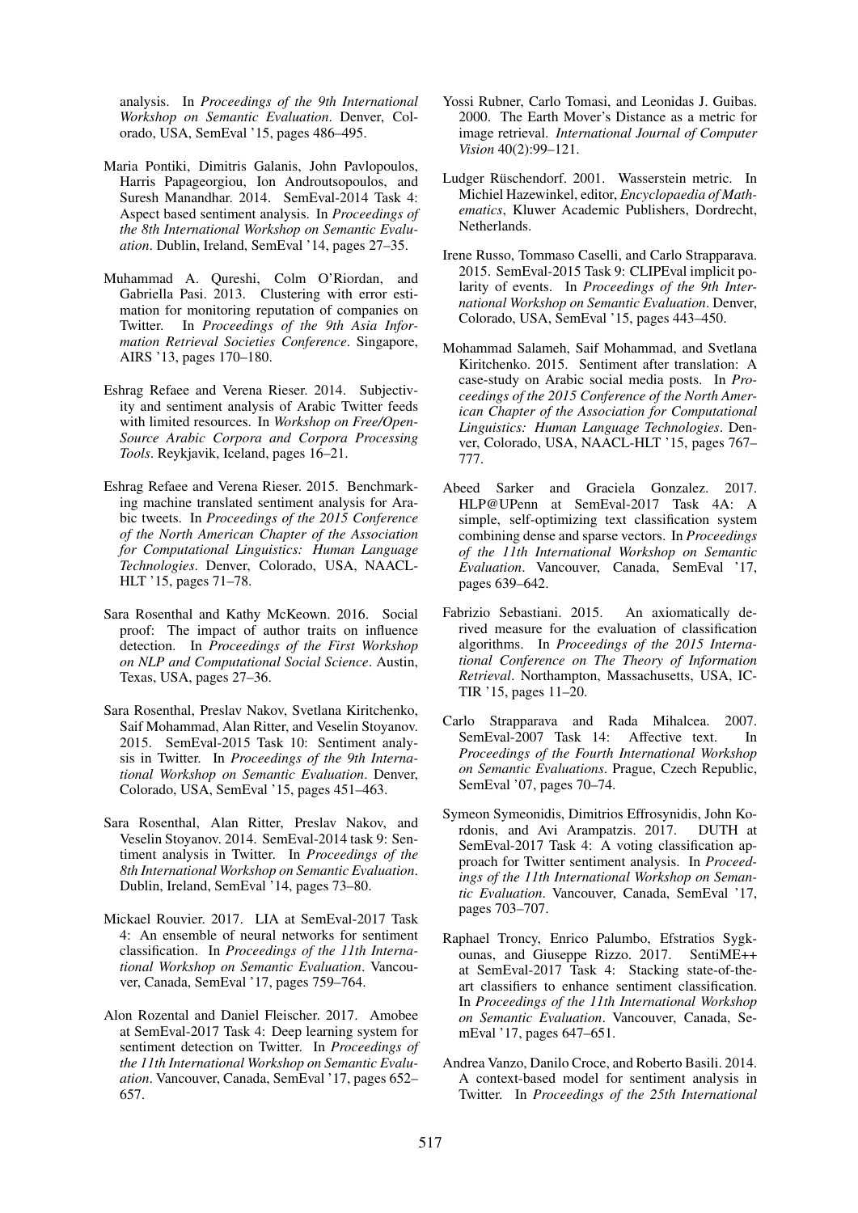analysis. In *Proceedings of the 9th International Workshop on Semantic Evaluation*. Denver, Colorado, USA, SemEval '15, pages 486–495.

Maria Pontiki, Dimitris Galanis, John Pavlopoulos, Harris Papageorgiou, Ion Androutsopoulos, and Suresh Manandhar. 2014. SemEval-2014 Task 4: Aspect based sentiment analysis. In *Proceedings of the 8th International Workshop on Semantic Evaluation*. Dublin, Ireland, SemEval '14, pages 27–35.

Muhammad A. Qureshi, Colm O'Riordan, and Gabriella Pasi. 2013. Clustering with error estimation for monitoring reputation of companies on Twitter. In *Proceedings of the 9th Asia Information Retrieval Societies Conference*. Singapore, AIRS '13, pages 170–180.

Eshrag Refaee and Verena Rieser. 2014. Subjectivity and sentiment analysis of Arabic Twitter feeds with limited resources. In *Workshop on Free/Open-Source Arabic Corpora and Corpora Processing Tools*. Reykjavik, Iceland, pages 16–21.

Eshrag Refaee and Verena Rieser. 2015. Benchmarking machine translated sentiment analysis for Arabic tweets. In *Proceedings of the 2015 Conference of the North American Chapter of the Association for Computational Linguistics: Human Language Technologies*. Denver, Colorado, USA, NAACL-HLT '15, pages 71–78.

Sara Rosenthal and Kathy McKeown. 2016. Social proof: The impact of author traits on influence detection. In *Proceedings of the First Workshop on NLP and Computational Social Science*. Austin, Texas, USA, pages 27–36.

Sara Rosenthal, Preslav Nakov, Svetlana Kiritchenko, Saif Mohammad, Alan Ritter, and Veselin Stoyanov. 2015. SemEval-2015 Task 10: Sentiment analysis in Twitter. In *Proceedings of the 9th International Workshop on Semantic Evaluation*. Denver, Colorado, USA, SemEval '15, pages 451–463.

Sara Rosenthal, Alan Ritter, Preslav Nakov, and Veselin Stoyanov. 2014. SemEval-2014 task 9: Sentiment analysis in Twitter. In *Proceedings of the 8th International Workshop on Semantic Evaluation*. Dublin, Ireland, SemEval '14, pages 73–80.

Mickael Rouvier. 2017. LIA at SemEval-2017 Task 4: An ensemble of neural networks for sentiment classification. In *Proceedings of the 11th International Workshop on Semantic Evaluation*. Vancouver, Canada, SemEval '17, pages 759–764.

Alon Rozental and Daniel Fleischer. 2017. Amobee at SemEval-2017 Task 4: Deep learning system for sentiment detection on Twitter. In *Proceedings of the 11th International Workshop on Semantic Evaluation*. Vancouver, Canada, SemEval '17, pages 652–657.

Yossi Rubner, Carlo Tomasi, and Leonidas J. Guibas. 2000. The Earth Mover's Distance as a metric for image retrieval. *International Journal of Computer Vision* 40(2):99–121.

Ludger Rüschendorf. 2001. Wasserstein metric. In Michiel Hazewinkel, editor, *Encyclopaedia of Mathematics*, Kluwer Academic Publishers, Dordrecht, Netherlands.

Irene Russo, Tommaso Caselli, and Carlo Strapparava. 2015. SemEval-2015 Task 9: CLIPEval implicit polarity of events. In *Proceedings of the 9th International Workshop on Semantic Evaluation*. Denver, Colorado, USA, SemEval '15, pages 443–450.

Mohammad Salameh, Saif Mohammad, and Svetlana Kiritchenko. 2015. Sentiment after translation: A case-study on Arabic social media posts. In *Proceedings of the 2015 Conference of the North American Chapter of the Association for Computational Linguistics: Human Language Technologies*. Denver, Colorado, USA, NAACL-HLT '15, pages 767–777.

Abeed Sarker and Graciela Gonzalez. 2017. HLP@UPenn at SemEval-2017 Task 4A: A simple, self-optimizing text classification system combining dense and sparse vectors. In *Proceedings of the 11th International Workshop on Semantic Evaluation*. Vancouver, Canada, SemEval '17, pages 639–642.

Fabrizio Sebastiani. 2015. An axiomatically derived measure for the evaluation of classification algorithms. In *Proceedings of the 2015 International Conference on The Theory of Information Retrieval*. Northampton, Massachusetts, USA, ICTIR '15, pages 11–20.

Carlo Strapparava and Rada Mihalcea. 2007. SemEval-2007 Task 14: Affective text. In *Proceedings of the Fourth International Workshop on Semantic Evaluations*. Prague, Czech Republic, SemEval '07, pages 70–74.

Symeon Symeonidis, Dimitrios Effrosynidis, John Kordonis, and Avi Arampatzis. 2017. DUTH at SemEval-2017 Task 4: A voting classification approach for Twitter sentiment analysis. In *Proceedings of the 11th International Workshop on Semantic Evaluation*. Vancouver, Canada, SemEval '17, pages 703–707.

Raphael Troncy, Enrico Palumbo, Efstratios Sygkounas, and Giuseppe Rizzo. 2017. SentiME++ at SemEval-2017 Task 4: Stacking state-of-the-art classifiers to enhance sentiment classification. In *Proceedings of the 11th International Workshop on Semantic Evaluation*. Vancouver, Canada, SemEval '17, pages 647–651.

Andrea Vanzo, Danilo Croce, and Roberto Basili. 2014. A context-based model for sentiment analysis in Twitter. In *Proceedings of the 25th International*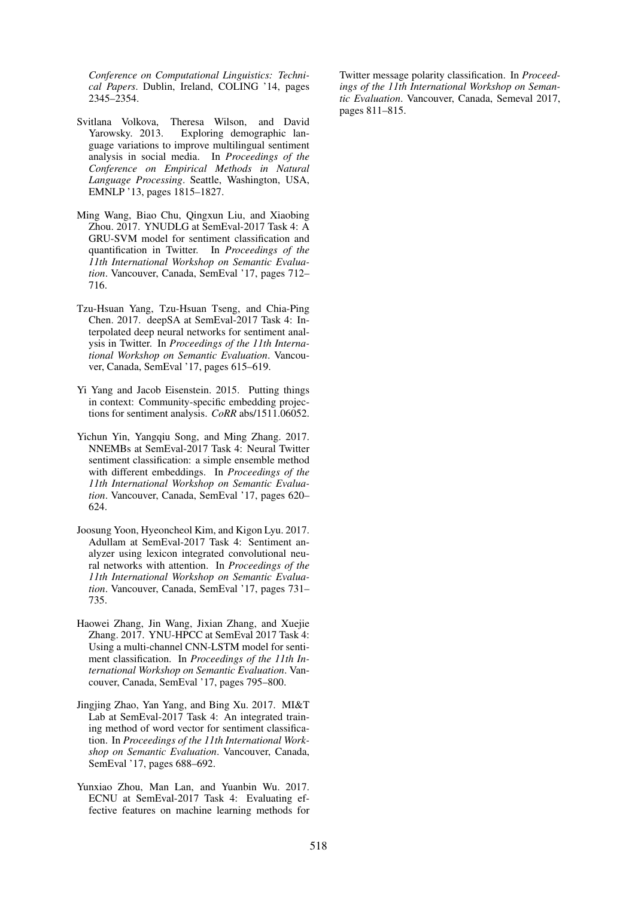*Conference on Computational Linguistics: Technical Papers*. Dublin, Ireland, COLING '14, pages 2345–2354.

Svitlana Volkova, Theresa Wilson, and David Yarowsky. 2013. Exploring demographic language variations to improve multilingual sentiment analysis in social media. In *Proceedings of the Conference on Empirical Methods in Natural Language Processing*. Seattle, Washington, USA, EMNLP '13, pages 1815–1827.

Ming Wang, Biao Chu, Qingxun Liu, and Xiaobing Zhou. 2017. YNUDLG at SemEval-2017 Task 4: A GRU-SVM model for sentiment classification and quantification in Twitter. In *Proceedings of the 11th International Workshop on Semantic Evaluation*. Vancouver, Canada, SemEval '17, pages 712–716.

Tzu-Hsuan Yang, Tzu-Hsuan Tseng, and Chia-Ping Chen. 2017. deepSA at SemEval-2017 Task 4: Interpolated deep neural networks for sentiment analysis in Twitter. In *Proceedings of the 11th International Workshop on Semantic Evaluation*. Vancouver, Canada, SemEval '17, pages 615–619.

Yi Yang and Jacob Eisenstein. 2015. Putting things in context: Community-specific embedding projections for sentiment analysis. *CoRR* abs/1511.06052.

Yichun Yin, Yangqiu Song, and Ming Zhang. 2017. NNEMBs at SemEval-2017 Task 4: Neural Twitter sentiment classification: a simple ensemble method with different embeddings. In *Proceedings of the 11th International Workshop on Semantic Evaluation*. Vancouver, Canada, SemEval '17, pages 620–624.

Joosung Yoon, Hyeoncheol Kim, and Kigon Lyu. 2017. Adullam at SemEval-2017 Task 4: Sentiment analyzer using lexicon integrated convolutional neural networks with attention. In *Proceedings of the 11th International Workshop on Semantic Evaluation*. Vancouver, Canada, SemEval '17, pages 731–735.

Haowei Zhang, Jin Wang, Jixian Zhang, and Xuejie Zhang. 2017. YNU-HPCC at SemEval 2017 Task 4: Using a multi-channel CNN-LSTM model for sentiment classification. In *Proceedings of the 11th International Workshop on Semantic Evaluation*. Vancouver, Canada, SemEval '17, pages 795–800.

Jingjing Zhao, Yan Yang, and Bing Xu. 2017. MI&T Lab at SemEval-2017 Task 4: An integrated training method of word vector for sentiment classification. In *Proceedings of the 11th International Workshop on Semantic Evaluation*. Vancouver, Canada, SemEval '17, pages 688–692.

Yunxiao Zhou, Man Lan, and Yuanbin Wu. 2017. ECNU at SemEval-2017 Task 4: Evaluating effective features on machine learning methods for Twitter message polarity classification. In *Proceedings of the 11th International Workshop on Semantic Evaluation*. Vancouver, Canada, Semeval 2017, pages 811–815.